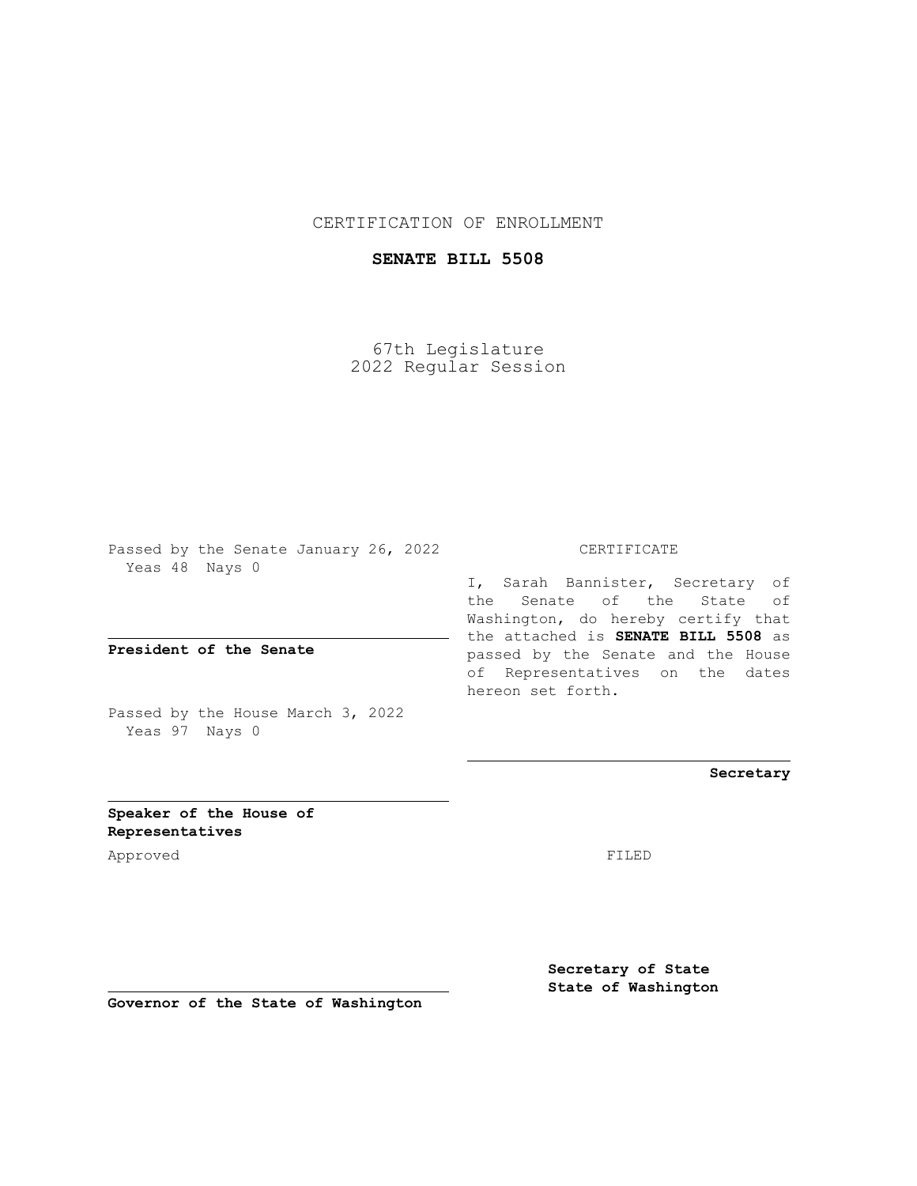CERTIFICATION OF ENROLLMENT

**SENATE BILL 5508**

67th Legislature
2022 Regular Session

Passed by the Senate January 26, 2022
Yeas 48 Nays 0

**President of the Senate**

Passed by the House March 3, 2022
Yeas 97 Nays 0

**Speaker of the House of Representatives**

Approved

**Governor of the State of Washington**

CERTIFICATE

I, Sarah Bannister, Secretary of the Senate of the State of Washington, do hereby certify that the attached is **SENATE BILL 5508** as passed by the Senate and the House of Representatives on the dates hereon set forth.

**Secretary**

FILED

**Secretary of State**
**State of Washington**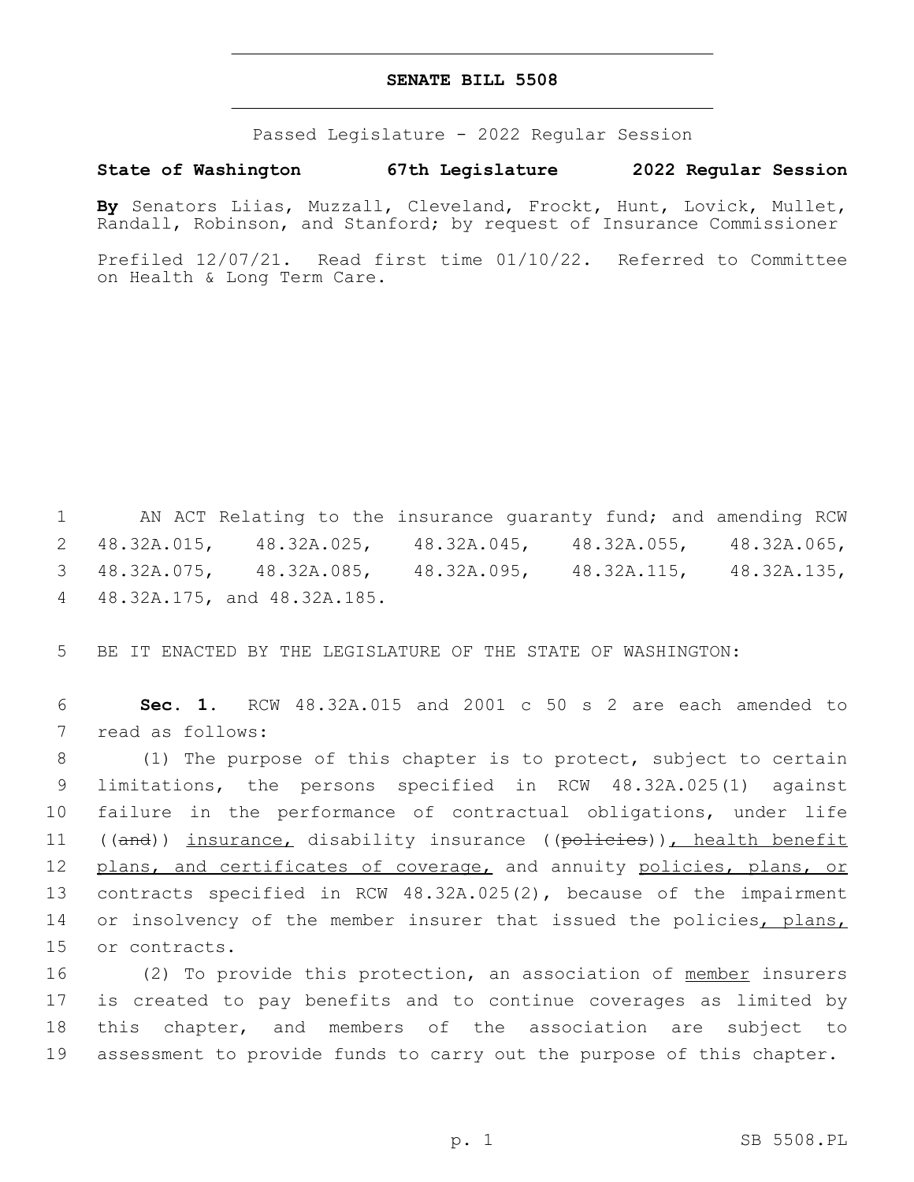# SENATE BILL 5508

Passed Legislature - 2022 Regular Session

**State of Washington 67th Legislature 2022 Regular Session**

**By** Senators Liias, Muzzall, Cleveland, Frockt, Hunt, Lovick, Mullet, Randall, Robinson, and Stanford; by request of Insurance Commissioner

Prefiled 12/07/21. Read first time 01/10/22. Referred to Committee on Health & Long Term Care.

1 AN ACT Relating to the insurance guaranty fund; and amending RCW 2 48.32A.015, 48.32A.025, 48.32A.045, 48.32A.055, 48.32A.065, 3 48.32A.075, 48.32A.085, 48.32A.095, 48.32A.115, 48.32A.135, 4 48.32A.175, and 48.32A.185.

5 BE IT ENACTED BY THE LEGISLATURE OF THE STATE OF WASHINGTON:

6 **Sec. 1.** RCW 48.32A.015 and 2001 c 50 s 2 are each amended to 7 read as follows:

8 (1) The purpose of this chapter is to protect, subject to certain 9 limitations, the persons specified in RCW 48.32A.025(1) against 10 failure in the performance of contractual obligations, under life 11 ((~~and~~)) <u>insurance,</u> disability insurance ((~~policies~~))<u>, health benefit</u> 12 <u>plans, and certificates of coverage,</u> and annuity <u>policies, plans, or</u> 13 contracts specified in RCW 48.32A.025(2), because of the impairment 14 or insolvency of the member insurer that issued the policies<u>, plans,</u> 15 or contracts.

16 (2) To provide this protection, an association of <u>member</u> insurers 17 is created to pay benefits and to continue coverages as limited by 18 this chapter, and members of the association are subject to 19 assessment to provide funds to carry out the purpose of this chapter.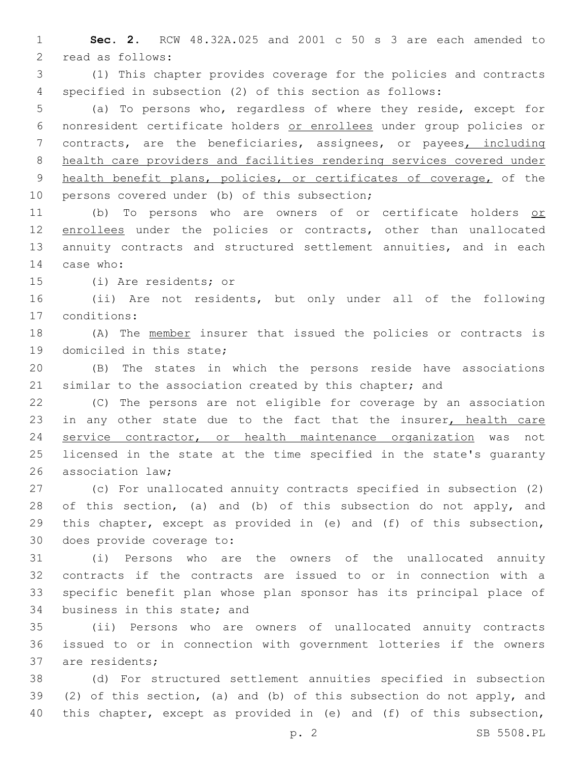**Sec. 2.** RCW 48.32A.025 and 2001 c 50 s 3 are each amended to read as follows:

(1) This chapter provides coverage for the policies and contracts specified in subsection (2) of this section as follows:

(a) To persons who, regardless of where they reside, except for nonresident certificate holders <u>or enrollees</u> under group policies or contracts, are the beneficiaries, assignees, or payees<u>, including health care providers and facilities rendering services covered under health benefit plans, policies, or certificates of coverage,</u> of the persons covered under (b) of this subsection;

(b) To persons who are owners of or certificate holders <u>or enrollees</u> under the policies or contracts, other than unallocated annuity contracts and structured settlement annuities, and in each case who:

(i) Are residents; or

(ii) Are not residents, but only under all of the following conditions:

(A) The <u>member</u> insurer that issued the policies or contracts is domiciled in this state;

(B) The states in which the persons reside have associations similar to the association created by this chapter; and

(C) The persons are not eligible for coverage by an association in any other state due to the fact that the insurer<u>, health care service contractor, or health maintenance organization</u> was not licensed in the state at the time specified in the state's guaranty association law;

(c) For unallocated annuity contracts specified in subsection (2) of this section, (a) and (b) of this subsection do not apply, and this chapter, except as provided in (e) and (f) of this subsection, does provide coverage to:

(i) Persons who are the owners of the unallocated annuity contracts if the contracts are issued to or in connection with a specific benefit plan whose plan sponsor has its principal place of business in this state; and

(ii) Persons who are owners of unallocated annuity contracts issued to or in connection with government lotteries if the owners are residents;

(d) For structured settlement annuities specified in subsection (2) of this section, (a) and (b) of this subsection do not apply, and this chapter, except as provided in (e) and (f) of this subsection,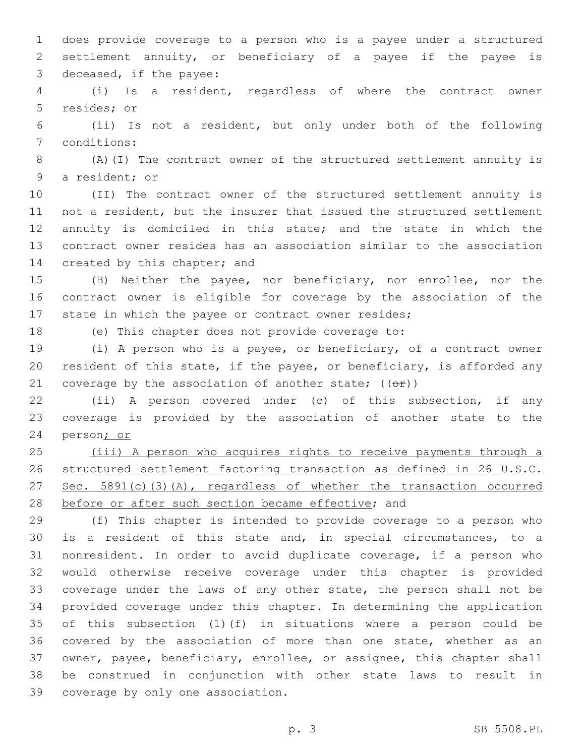does provide coverage to a person who is a payee under a structured settlement annuity, or beneficiary of a payee if the payee is deceased, if the payee:

(i) Is a resident, regardless of where the contract owner resides; or

(ii) Is not a resident, but only under both of the following conditions:

(A)(I) The contract owner of the structured settlement annuity is a resident; or

(II) The contract owner of the structured settlement annuity is not a resident, but the insurer that issued the structured settlement annuity is domiciled in this state; and the state in which the contract owner resides has an association similar to the association created by this chapter; and

(B) Neither the payee, nor beneficiary, <u>nor enrollee,</u> nor the contract owner is eligible for coverage by the association of the state in which the payee or contract owner resides;

(e) This chapter does not provide coverage to:

(i) A person who is a payee, or beneficiary, of a contract owner resident of this state, if the payee, or beneficiary, is afforded any coverage by the association of another state; ((~~or~~))

(ii) A person covered under (c) of this subsection, if any coverage is provided by the association of another state to the person<u>; or</u>

<u>(iii) A person who acquires rights to receive payments through a structured settlement factoring transaction as defined in 26 U.S.C. Sec. 5891(c)(3)(A), regardless of whether the transaction occurred before or after such section became effective</u>; and

(f) This chapter is intended to provide coverage to a person who is a resident of this state and, in special circumstances, to a nonresident. In order to avoid duplicate coverage, if a person who would otherwise receive coverage under this chapter is provided coverage under the laws of any other state, the person shall not be provided coverage under this chapter. In determining the application of this subsection (1)(f) in situations where a person could be covered by the association of more than one state, whether as an owner, payee, beneficiary, <u>enrollee,</u> or assignee, this chapter shall be construed in conjunction with other state laws to result in coverage by only one association.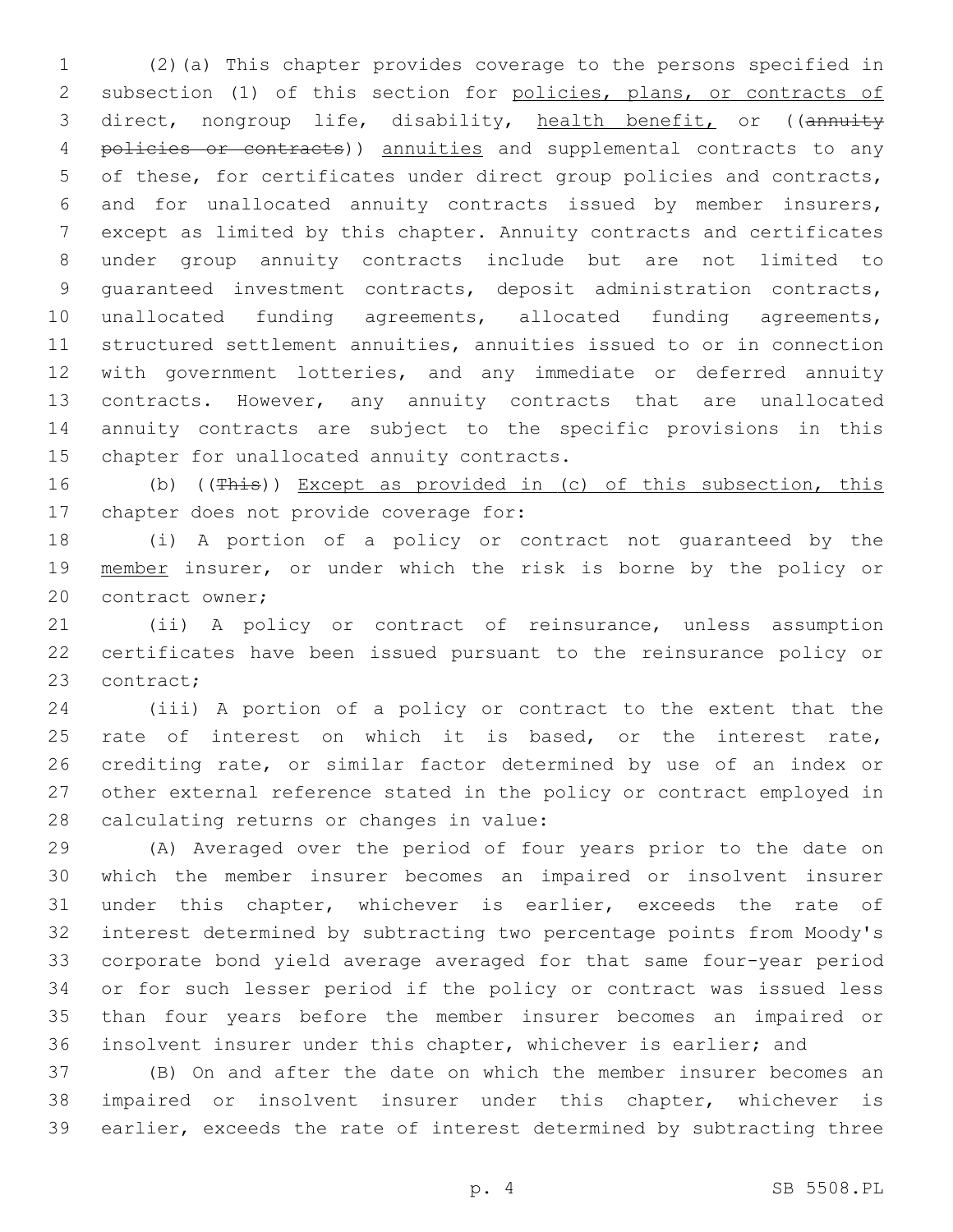(2)(a) This chapter provides coverage to the persons specified in subsection (1) of this section for <u>policies, plans, or contracts of</u> direct, nongroup life, disability, <u>health benefit,</u> or ((~~annuity policies or contracts~~)) <u>annuities</u> and supplemental contracts to any of these, for certificates under direct group policies and contracts, and for unallocated annuity contracts issued by member insurers, except as limited by this chapter. Annuity contracts and certificates under group annuity contracts include but are not limited to guaranteed investment contracts, deposit administration contracts, unallocated funding agreements, allocated funding agreements, structured settlement annuities, annuities issued to or in connection with government lotteries, and any immediate or deferred annuity contracts. However, any annuity contracts that are unallocated annuity contracts are subject to the specific provisions in this chapter for unallocated annuity contracts.

(b) ((~~This~~)) <u>Except as provided in (c) of this subsection, this</u> chapter does not provide coverage for:

(i) A portion of a policy or contract not guaranteed by the <u>member</u> insurer, or under which the risk is borne by the policy or contract owner;

(ii) A policy or contract of reinsurance, unless assumption certificates have been issued pursuant to the reinsurance policy or contract;

(iii) A portion of a policy or contract to the extent that the rate of interest on which it is based, or the interest rate, crediting rate, or similar factor determined by use of an index or other external reference stated in the policy or contract employed in calculating returns or changes in value:

(A) Averaged over the period of four years prior to the date on which the member insurer becomes an impaired or insolvent insurer under this chapter, whichever is earlier, exceeds the rate of interest determined by subtracting two percentage points from Moody's corporate bond yield average averaged for that same four-year period or for such lesser period if the policy or contract was issued less than four years before the member insurer becomes an impaired or insolvent insurer under this chapter, whichever is earlier; and

(B) On and after the date on which the member insurer becomes an impaired or insolvent insurer under this chapter, whichever is earlier, exceeds the rate of interest determined by subtracting three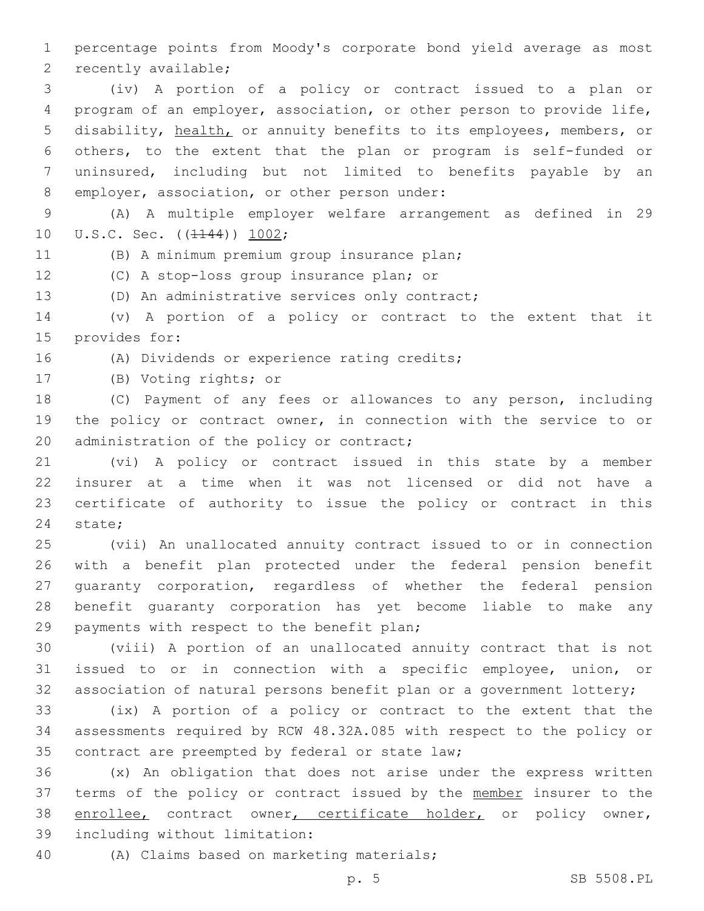percentage points from Moody's corporate bond yield average as most recently available;

(iv) A portion of a policy or contract issued to a plan or program of an employer, association, or other person to provide life, disability, health, or annuity benefits to its employees, members, or others, to the extent that the plan or program is self-funded or uninsured, including but not limited to benefits payable by an employer, association, or other person under:

(A) A multiple employer welfare arrangement as defined in 29 U.S.C. Sec. ((~~1144~~)) 1002;

(B) A minimum premium group insurance plan;

(C) A stop-loss group insurance plan; or

(D) An administrative services only contract;

(v) A portion of a policy or contract to the extent that it provides for:

(A) Dividends or experience rating credits;

(B) Voting rights; or

(C) Payment of any fees or allowances to any person, including the policy or contract owner, in connection with the service to or administration of the policy or contract;

(vi) A policy or contract issued in this state by a member insurer at a time when it was not licensed or did not have a certificate of authority to issue the policy or contract in this state;

(vii) An unallocated annuity contract issued to or in connection with a benefit plan protected under the federal pension benefit guaranty corporation, regardless of whether the federal pension benefit guaranty corporation has yet become liable to make any payments with respect to the benefit plan;

(viii) A portion of an unallocated annuity contract that is not issued to or in connection with a specific employee, union, or association of natural persons benefit plan or a government lottery;

(ix) A portion of a policy or contract to the extent that the assessments required by RCW 48.32A.085 with respect to the policy or contract are preempted by federal or state law;

(x) An obligation that does not arise under the express written terms of the policy or contract issued by the member insurer to the enrollee, contract owner, certificate holder, or policy owner, including without limitation:

(A) Claims based on marketing materials;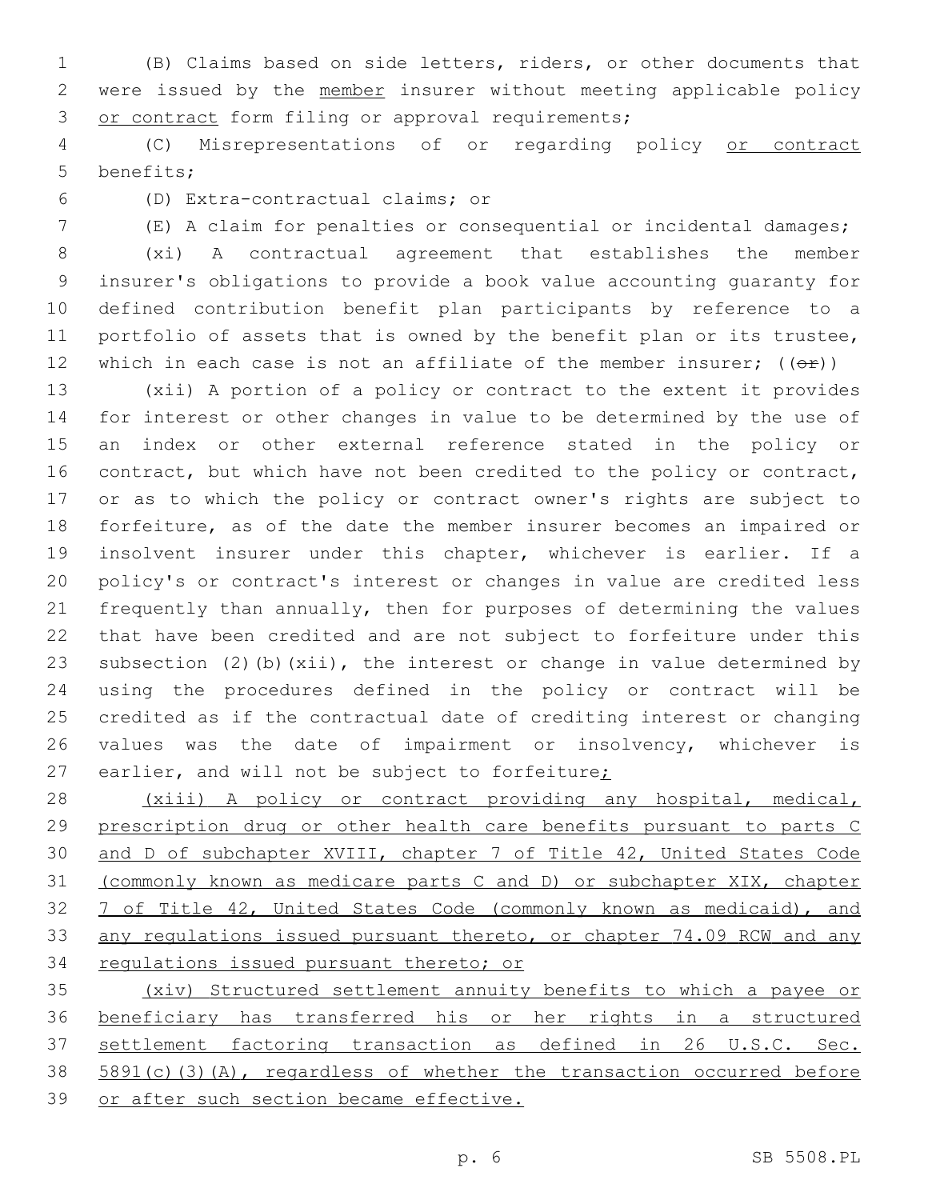(B) Claims based on side letters, riders, or other documents that were issued by the member insurer without meeting applicable policy or contract form filing or approval requirements;

(C) Misrepresentations of or regarding policy or contract benefits;

(D) Extra-contractual claims; or

(E) A claim for penalties or consequential or incidental damages;

(xi) A contractual agreement that establishes the member insurer's obligations to provide a book value accounting guaranty for defined contribution benefit plan participants by reference to a portfolio of assets that is owned by the benefit plan or its trustee, which in each case is not an affiliate of the member insurer; ((~~or~~))

(xii) A portion of a policy or contract to the extent it provides for interest or other changes in value to be determined by the use of an index or other external reference stated in the policy or contract, but which have not been credited to the policy or contract, or as to which the policy or contract owner's rights are subject to forfeiture, as of the date the member insurer becomes an impaired or insolvent insurer under this chapter, whichever is earlier. If a policy's or contract's interest or changes in value are credited less frequently than annually, then for purposes of determining the values that have been credited and are not subject to forfeiture under this subsection (2)(b)(xii), the interest or change in value determined by using the procedures defined in the policy or contract will be credited as if the contractual date of crediting interest or changing values was the date of impairment or insolvency, whichever is earlier, and will not be subject to forfeiture;

(xiii) A policy or contract providing any hospital, medical, prescription drug or other health care benefits pursuant to parts C and D of subchapter XVIII, chapter 7 of Title 42, United States Code (commonly known as medicare parts C and D) or subchapter XIX, chapter 7 of Title 42, United States Code (commonly known as medicaid), and any regulations issued pursuant thereto, or chapter 74.09 RCW and any regulations issued pursuant thereto; or

(xiv) Structured settlement annuity benefits to which a payee or beneficiary has transferred his or her rights in a structured settlement factoring transaction as defined in 26 U.S.C. Sec. 5891(c)(3)(A), regardless of whether the transaction occurred before or after such section became effective.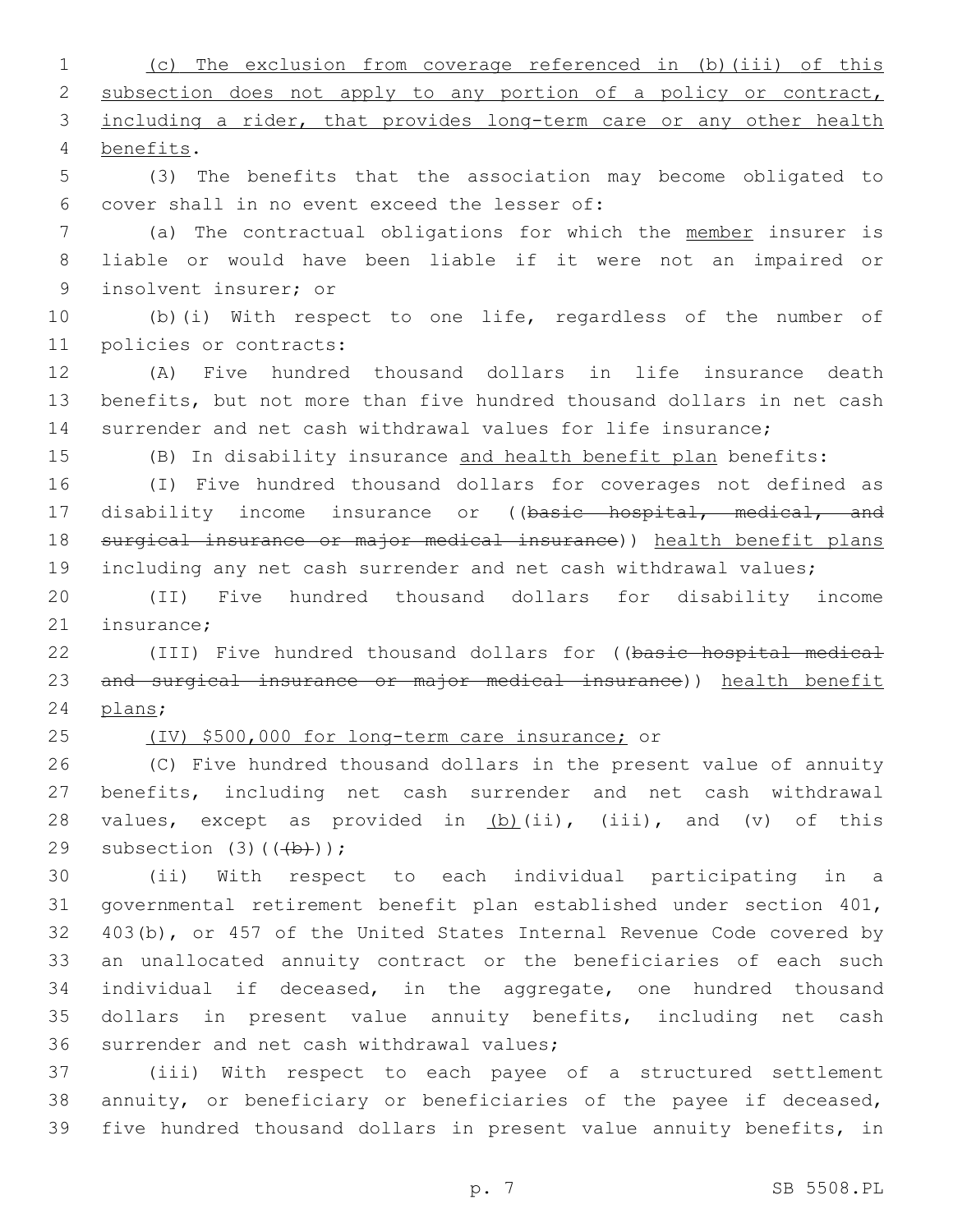(c) The exclusion from coverage referenced in (b)(iii) of this subsection does not apply to any portion of a policy or contract, including a rider, that provides long-term care or any other health benefits.

(3) The benefits that the association may become obligated to cover shall in no event exceed the lesser of:

(a) The contractual obligations for which the member insurer is liable or would have been liable if it were not an impaired or insolvent insurer; or

(b)(i) With respect to one life, regardless of the number of policies or contracts:

(A) Five hundred thousand dollars in life insurance death benefits, but not more than five hundred thousand dollars in net cash surrender and net cash withdrawal values for life insurance;

(B) In disability insurance and health benefit plan benefits:

(I) Five hundred thousand dollars for coverages not defined as disability income insurance or ((~~basic hospital, medical, and surgical insurance or major medical insurance~~)) health benefit plans including any net cash surrender and net cash withdrawal values;

(II) Five hundred thousand dollars for disability income insurance;

(III) Five hundred thousand dollars for ((~~basic hospital medical and surgical insurance or major medical insurance~~)) health benefit plans;

(IV) $500,000 for long-term care insurance; or

(C) Five hundred thousand dollars in the present value of annuity benefits, including net cash surrender and net cash withdrawal values, except as provided in (b)(ii), (iii), and (v) of this subsection (3)((~~(b)~~));

(ii) With respect to each individual participating in a governmental retirement benefit plan established under section 401, 403(b), or 457 of the United States Internal Revenue Code covered by an unallocated annuity contract or the beneficiaries of each such individual if deceased, in the aggregate, one hundred thousand dollars in present value annuity benefits, including net cash surrender and net cash withdrawal values;

(iii) With respect to each payee of a structured settlement annuity, or beneficiary or beneficiaries of the payee if deceased, five hundred thousand dollars in present value annuity benefits, in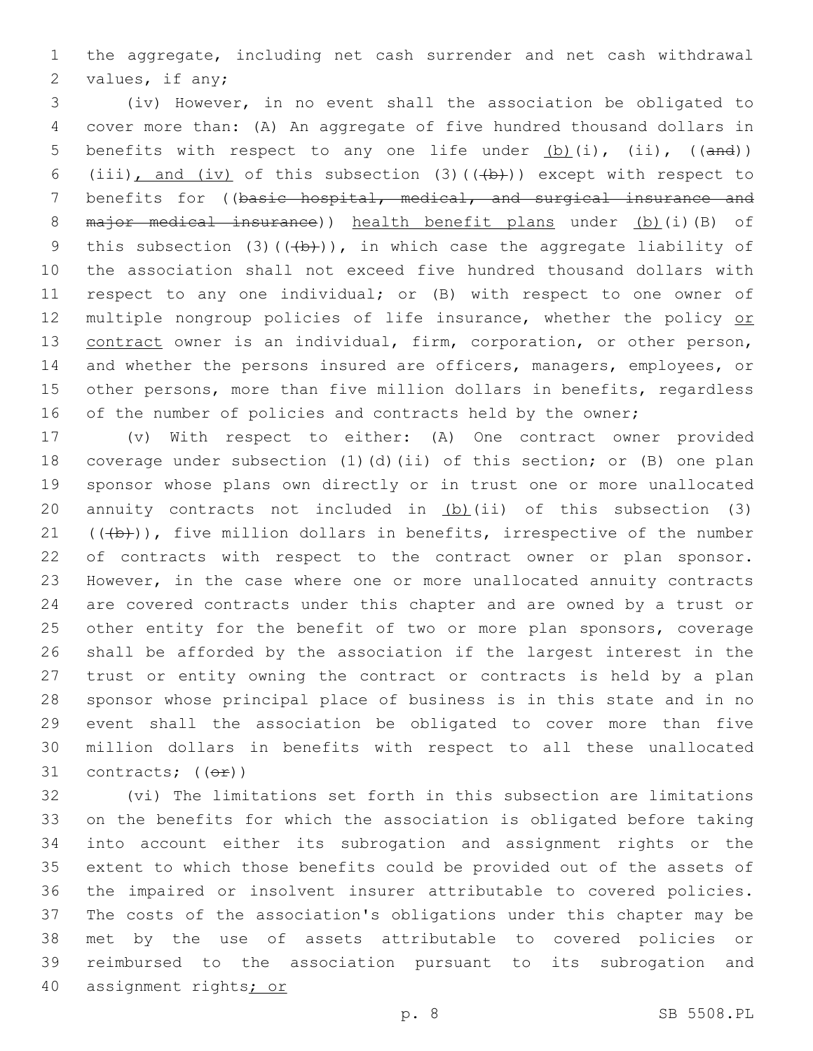the aggregate, including net cash surrender and net cash withdrawal values, if any;

(iv) However, in no event shall the association be obligated to cover more than: (A) An aggregate of five hundred thousand dollars in benefits with respect to any one life under (b)(i), (ii), ((and)) (iii), and (iv) of this subsection (3)(((b))) except with respect to benefits for ((basic hospital, medical, and surgical insurance and major medical insurance)) health benefit plans under (b)(i)(B) of this subsection (3)(((b))), in which case the aggregate liability of the association shall not exceed five hundred thousand dollars with respect to any one individual; or (B) with respect to one owner of multiple nongroup policies of life insurance, whether the policy or contract owner is an individual, firm, corporation, or other person, and whether the persons insured are officers, managers, employees, or other persons, more than five million dollars in benefits, regardless of the number of policies and contracts held by the owner;

(v) With respect to either: (A) One contract owner provided coverage under subsection (1)(d)(ii) of this section; or (B) one plan sponsor whose plans own directly or in trust one or more unallocated annuity contracts not included in (b)(ii) of this subsection (3) (((b))), five million dollars in benefits, irrespective of the number of contracts with respect to the contract owner or plan sponsor. However, in the case where one or more unallocated annuity contracts are covered contracts under this chapter and are owned by a trust or other entity for the benefit of two or more plan sponsors, coverage shall be afforded by the association if the largest interest in the trust or entity owning the contract or contracts is held by a plan sponsor whose principal place of business is in this state and in no event shall the association be obligated to cover more than five million dollars in benefits with respect to all these unallocated contracts; ((or))

(vi) The limitations set forth in this subsection are limitations on the benefits for which the association is obligated before taking into account either its subrogation and assignment rights or the extent to which those benefits could be provided out of the assets of the impaired or insolvent insurer attributable to covered policies. The costs of the association's obligations under this chapter may be met by the use of assets attributable to covered policies or reimbursed to the association pursuant to its subrogation and assignment rights; or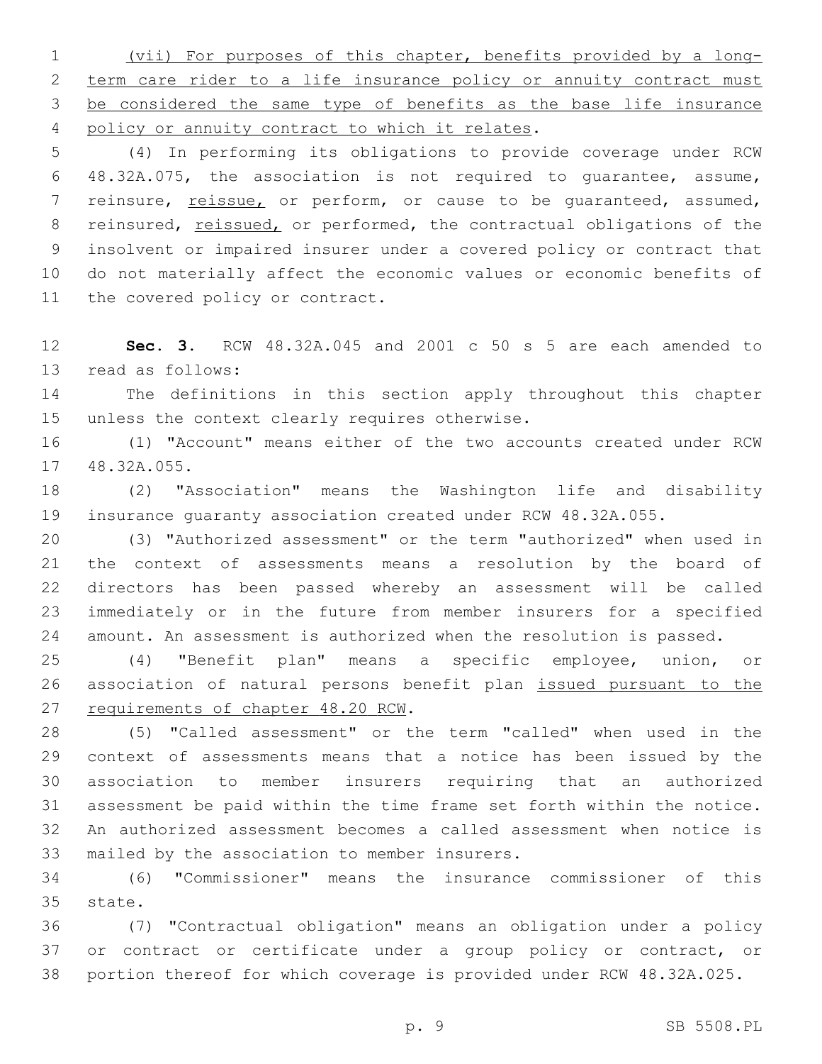(vii) For purposes of this chapter, benefits provided by a long-term care rider to a life insurance policy or annuity contract must be considered the same type of benefits as the base life insurance policy or annuity contract to which it relates.

(4) In performing its obligations to provide coverage under RCW 48.32A.075, the association is not required to guarantee, assume, reinsure, reissue, or perform, or cause to be guaranteed, assumed, reinsured, reissued, or performed, the contractual obligations of the insolvent or impaired insurer under a covered policy or contract that do not materially affect the economic values or economic benefits of the covered policy or contract.

**Sec. 3.** RCW 48.32A.045 and 2001 c 50 s 5 are each amended to read as follows:

The definitions in this section apply throughout this chapter unless the context clearly requires otherwise.

(1) "Account" means either of the two accounts created under RCW 48.32A.055.

(2) "Association" means the Washington life and disability insurance guaranty association created under RCW 48.32A.055.

(3) "Authorized assessment" or the term "authorized" when used in the context of assessments means a resolution by the board of directors has been passed whereby an assessment will be called immediately or in the future from member insurers for a specified amount. An assessment is authorized when the resolution is passed.

(4) "Benefit plan" means a specific employee, union, or association of natural persons benefit plan issued pursuant to the requirements of chapter 48.20 RCW.

(5) "Called assessment" or the term "called" when used in the context of assessments means that a notice has been issued by the association to member insurers requiring that an authorized assessment be paid within the time frame set forth within the notice. An authorized assessment becomes a called assessment when notice is mailed by the association to member insurers.

(6) "Commissioner" means the insurance commissioner of this state.

(7) "Contractual obligation" means an obligation under a policy or contract or certificate under a group policy or contract, or portion thereof for which coverage is provided under RCW 48.32A.025.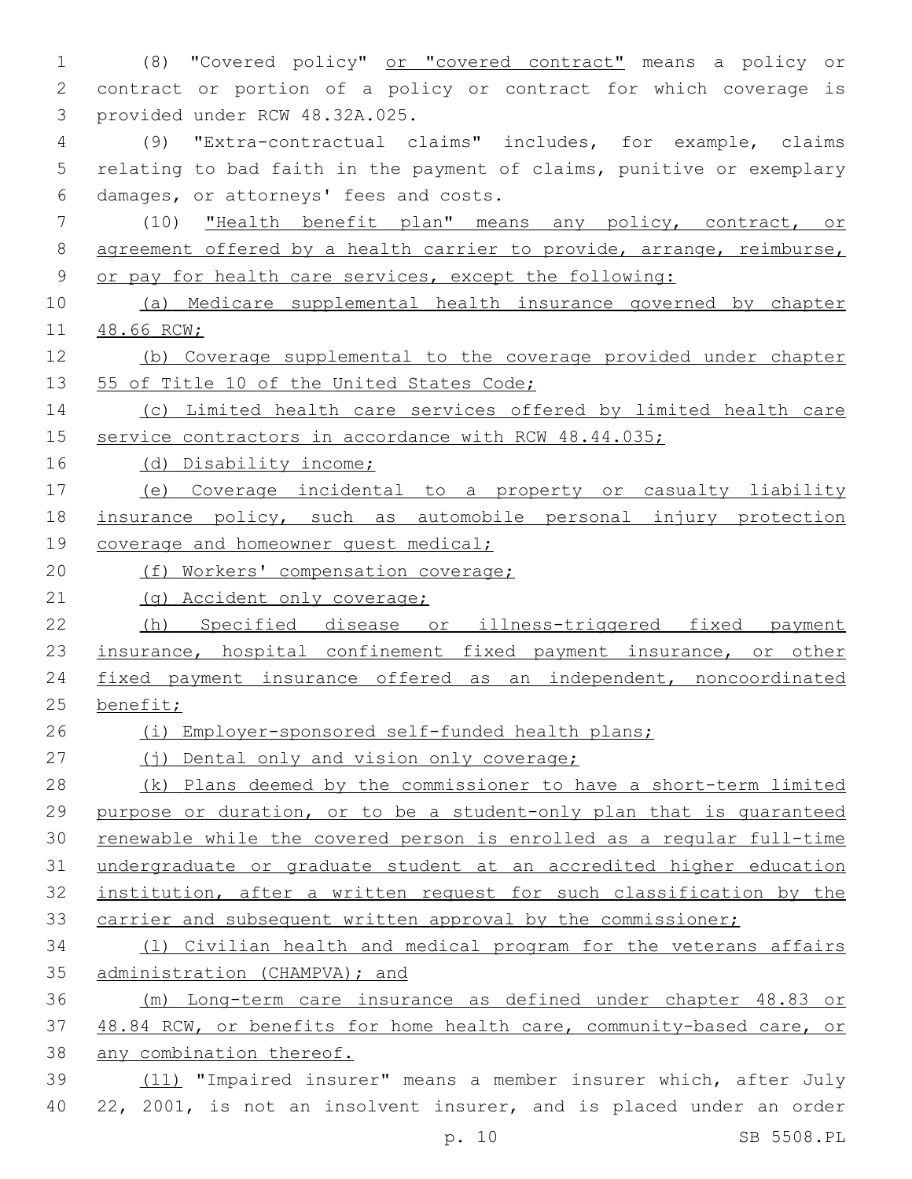(8) "Covered policy" or "covered contract" means a policy or contract or portion of a policy or contract for which coverage is provided under RCW 48.32A.025.

(9) "Extra-contractual claims" includes, for example, claims relating to bad faith in the payment of claims, punitive or exemplary damages, or attorneys' fees and costs.

(10) "Health benefit plan" means any policy, contract, or agreement offered by a health carrier to provide, arrange, reimburse, or pay for health care services, except the following:

(a) Medicare supplemental health insurance governed by chapter 48.66 RCW;

(b) Coverage supplemental to the coverage provided under chapter 55 of Title 10 of the United States Code;

(c) Limited health care services offered by limited health care service contractors in accordance with RCW 48.44.035;

(d) Disability income;

(e) Coverage incidental to a property or casualty liability insurance policy, such as automobile personal injury protection coverage and homeowner guest medical;

(f) Workers' compensation coverage;

(g) Accident only coverage;

(h) Specified disease or illness-triggered fixed payment insurance, hospital confinement fixed payment insurance, or other fixed payment insurance offered as an independent, noncoordinated benefit;

(i) Employer-sponsored self-funded health plans;

(j) Dental only and vision only coverage;

(k) Plans deemed by the commissioner to have a short-term limited purpose or duration, or to be a student-only plan that is guaranteed renewable while the covered person is enrolled as a regular full-time undergraduate or graduate student at an accredited higher education institution, after a written request for such classification by the carrier and subsequent written approval by the commissioner;

(l) Civilian health and medical program for the veterans affairs administration (CHAMPVA); and

(m) Long-term care insurance as defined under chapter 48.83 or 48.84 RCW, or benefits for home health care, community-based care, or any combination thereof.

(11) "Impaired insurer" means a member insurer which, after July 22, 2001, is not an insolvent insurer, and is placed under an order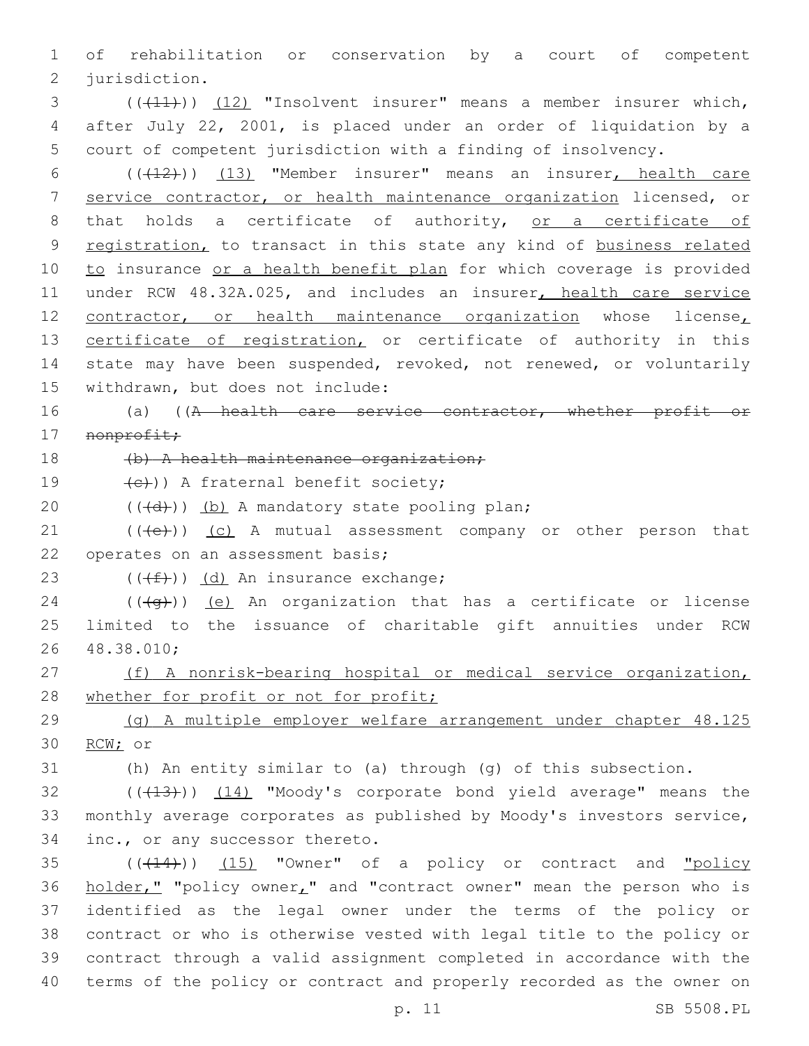of rehabilitation or conservation by a court of competent jurisdiction.

((~~(11)~~)) (12) "Insolvent insurer" means a member insurer which, after July 22, 2001, is placed under an order of liquidation by a court of competent jurisdiction with a finding of insolvency.

((~~(12)~~)) (13) "Member insurer" means an insurer, health care service contractor, or health maintenance organization licensed, or that holds a certificate of authority, or a certificate of registration, to transact in this state any kind of business related to insurance or a health benefit plan for which coverage is provided under RCW 48.32A.025, and includes an insurer, health care service contractor, or health maintenance organization whose license, certificate of registration, or certificate of authority in this state may have been suspended, revoked, not renewed, or voluntarily withdrawn, but does not include:

(a) ((~~A health care service contractor, whether profit or nonprofit;~~

~~(b) A health maintenance organization;~~

~~(c)~~)) A fraternal benefit society;

((~~(d)~~)) (b) A mandatory state pooling plan;

((~~(e)~~)) (c) A mutual assessment company or other person that operates on an assessment basis;

((~~(f)~~)) (d) An insurance exchange;

((~~(g)~~)) (e) An organization that has a certificate or license limited to the issuance of charitable gift annuities under RCW 48.38.010;

(f) A nonrisk-bearing hospital or medical service organization, whether for profit or not for profit;

(g) A multiple employer welfare arrangement under chapter 48.125 RCW; or

(h) An entity similar to (a) through (g) of this subsection.

((~~(13)~~)) (14) "Moody's corporate bond yield average" means the monthly average corporates as published by Moody's investors service, inc., or any successor thereto.

((~~(14)~~)) (15) "Owner" of a policy or contract and "policy holder," "policy owner," and "contract owner" mean the person who is identified as the legal owner under the terms of the policy or contract or who is otherwise vested with legal title to the policy or contract through a valid assignment completed in accordance with the terms of the policy or contract and properly recorded as the owner on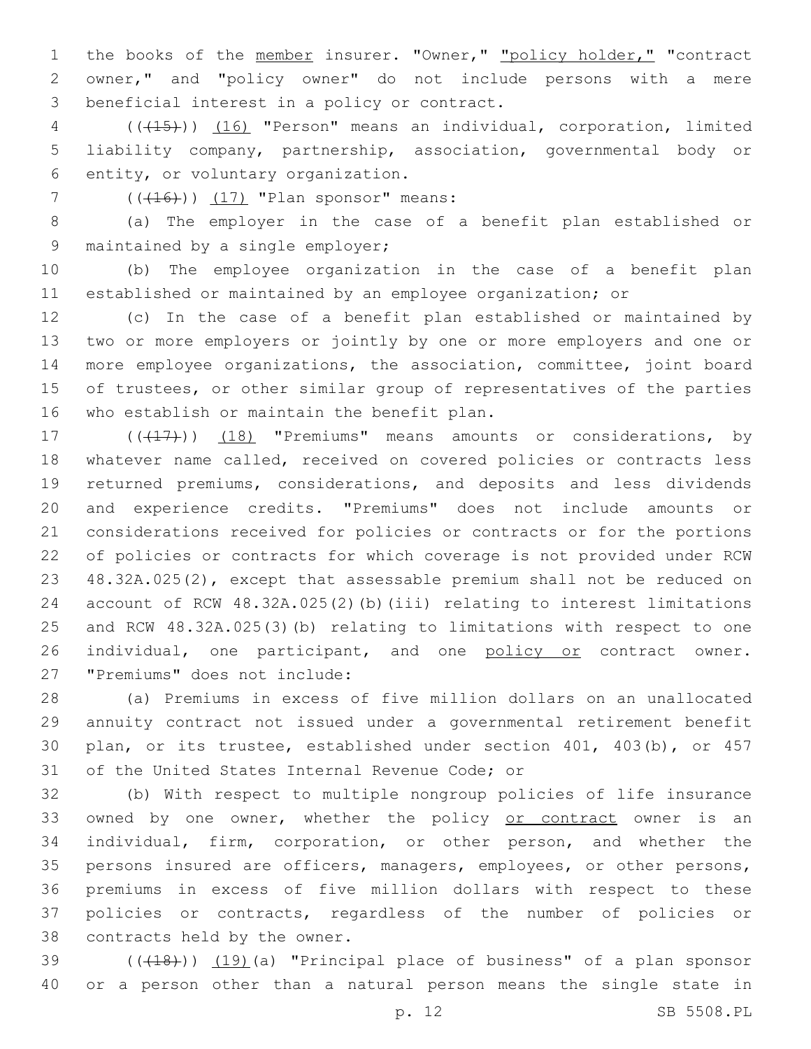the books of the member insurer. "Owner," "policy holder," "contract owner," and "policy owner" do not include persons with a mere beneficial interest in a policy or contract.

(((15))) (16) "Person" means an individual, corporation, limited liability company, partnership, association, governmental body or entity, or voluntary organization.

(((16))) (17) "Plan sponsor" means:

(a) The employer in the case of a benefit plan established or maintained by a single employer;

(b) The employee organization in the case of a benefit plan established or maintained by an employee organization; or

(c) In the case of a benefit plan established or maintained by two or more employers or jointly by one or more employers and one or more employee organizations, the association, committee, joint board of trustees, or other similar group of representatives of the parties who establish or maintain the benefit plan.

(((17))) (18) "Premiums" means amounts or considerations, by whatever name called, received on covered policies or contracts less returned premiums, considerations, and deposits and less dividends and experience credits. "Premiums" does not include amounts or considerations received for policies or contracts or for the portions of policies or contracts for which coverage is not provided under RCW 48.32A.025(2), except that assessable premium shall not be reduced on account of RCW 48.32A.025(2)(b)(iii) relating to interest limitations and RCW 48.32A.025(3)(b) relating to limitations with respect to one individual, one participant, and one policy or contract owner. "Premiums" does not include:

(a) Premiums in excess of five million dollars on an unallocated annuity contract not issued under a governmental retirement benefit plan, or its trustee, established under section 401, 403(b), or 457 of the United States Internal Revenue Code; or

(b) With respect to multiple nongroup policies of life insurance owned by one owner, whether the policy or contract owner is an individual, firm, corporation, or other person, and whether the persons insured are officers, managers, employees, or other persons, premiums in excess of five million dollars with respect to these policies or contracts, regardless of the number of policies or contracts held by the owner.

(((18))) (19)(a) "Principal place of business" of a plan sponsor or a person other than a natural person means the single state in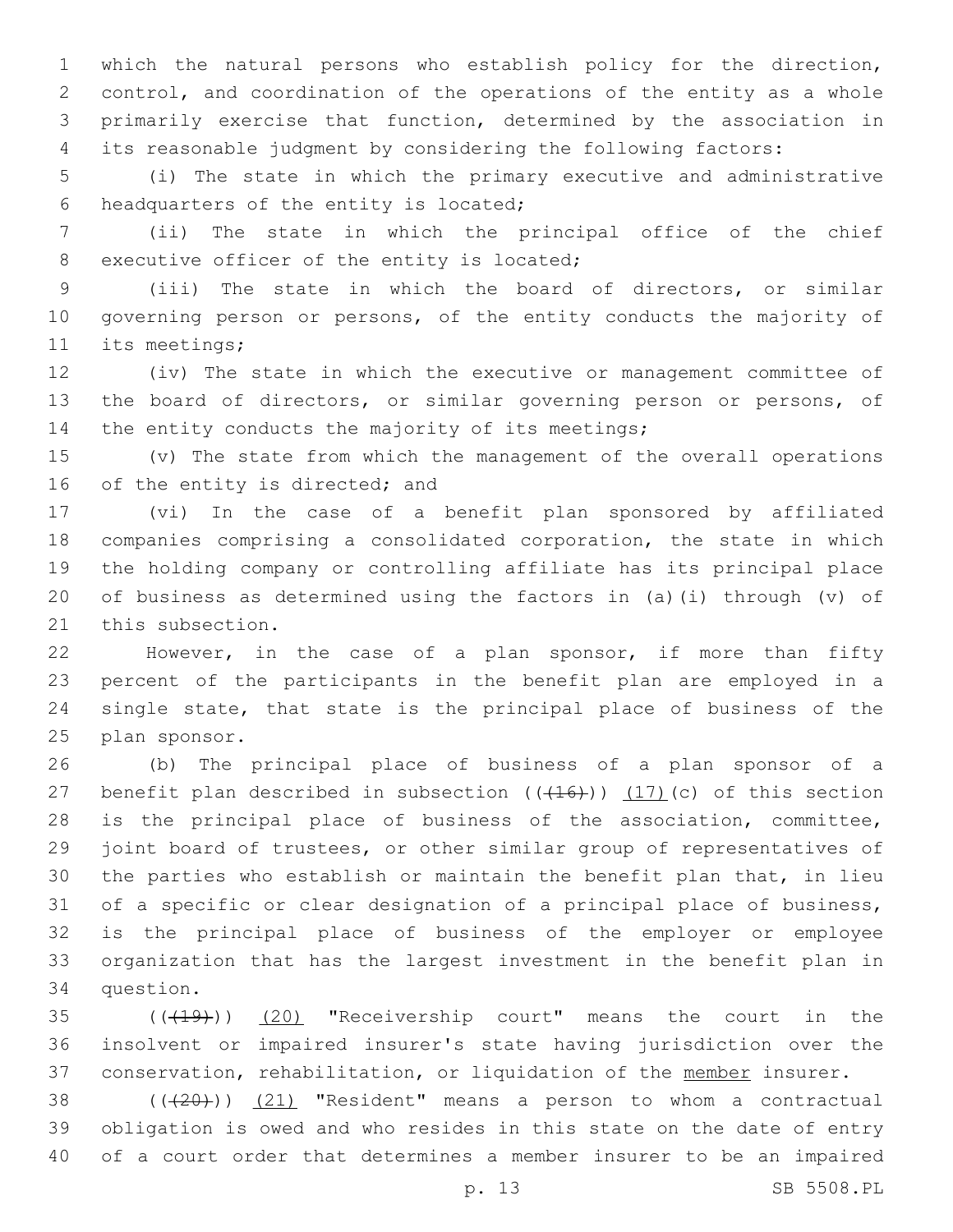which the natural persons who establish policy for the direction, control, and coordination of the operations of the entity as a whole primarily exercise that function, determined by the association in its reasonable judgment by considering the following factors:

(i) The state in which the primary executive and administrative headquarters of the entity is located;

(ii) The state in which the principal office of the chief executive officer of the entity is located;

(iii) The state in which the board of directors, or similar governing person or persons, of the entity conducts the majority of its meetings;

(iv) The state in which the executive or management committee of the board of directors, or similar governing person or persons, of the entity conducts the majority of its meetings;

(v) The state from which the management of the overall operations of the entity is directed; and

(vi) In the case of a benefit plan sponsored by affiliated companies comprising a consolidated corporation, the state in which the holding company or controlling affiliate has its principal place of business as determined using the factors in (a)(i) through (v) of this subsection.

However, in the case of a plan sponsor, if more than fifty percent of the participants in the benefit plan are employed in a single state, that state is the principal place of business of the plan sponsor.

(b) The principal place of business of a plan sponsor of a benefit plan described in subsection ((~~(16)~~)) (17)(c) of this section is the principal place of business of the association, committee, joint board of trustees, or other similar group of representatives of the parties who establish or maintain the benefit plan that, in lieu of a specific or clear designation of a principal place of business, is the principal place of business of the employer or employee organization that has the largest investment in the benefit plan in question.

((~~(19)~~)) (20) "Receivership court" means the court in the insolvent or impaired insurer's state having jurisdiction over the conservation, rehabilitation, or liquidation of the member insurer.

((~~(20)~~)) (21) "Resident" means a person to whom a contractual obligation is owed and who resides in this state on the date of entry of a court order that determines a member insurer to be an impaired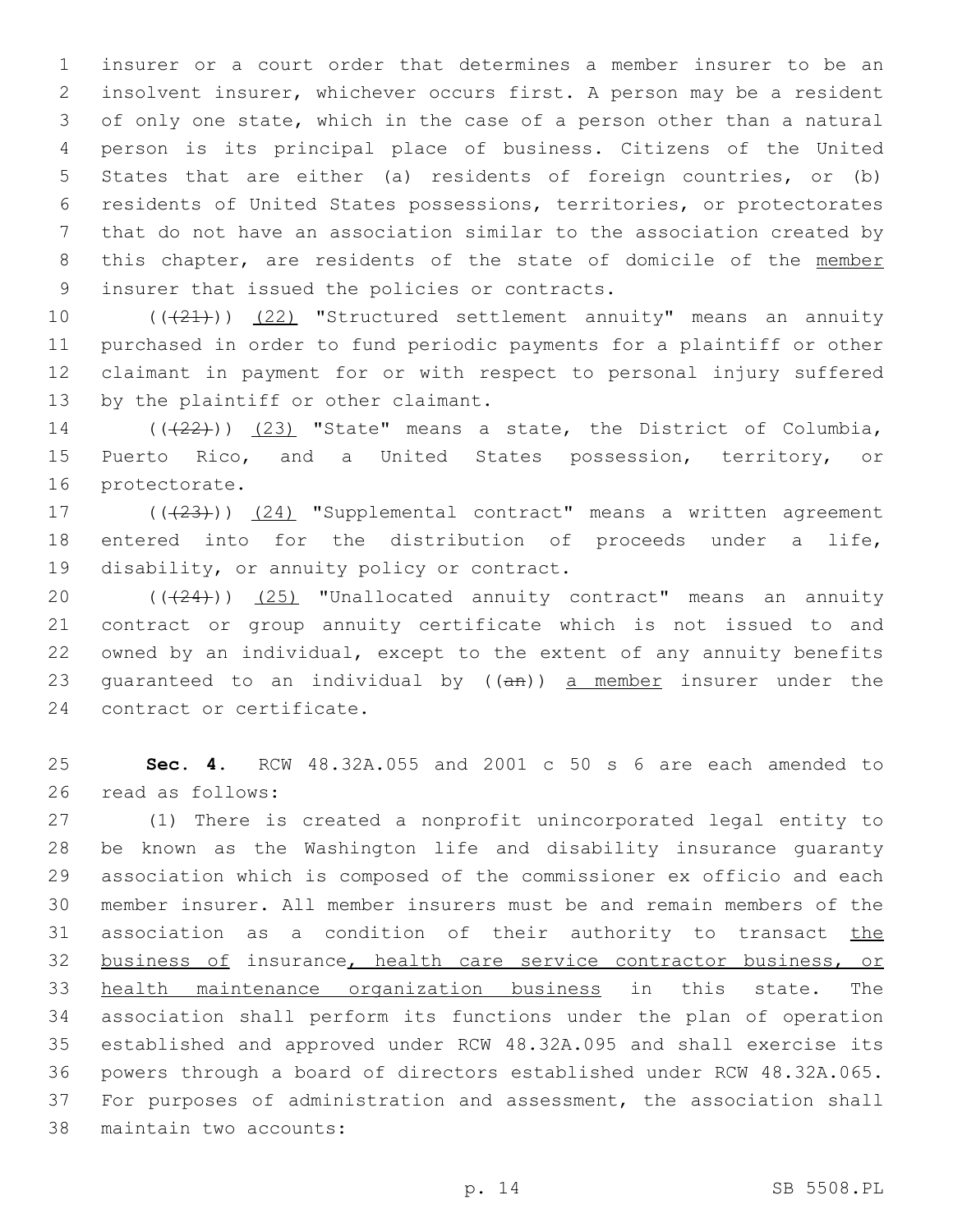insurer or a court order that determines a member insurer to be an insolvent insurer, whichever occurs first. A person may be a resident of only one state, which in the case of a person other than a natural person is its principal place of business. Citizens of the United States that are either (a) residents of foreign countries, or (b) residents of United States possessions, territories, or protectorates that do not have an association similar to the association created by this chapter, are residents of the state of domicile of the member insurer that issued the policies or contracts.

((~~(21)~~)) (22) "Structured settlement annuity" means an annuity purchased in order to fund periodic payments for a plaintiff or other claimant in payment for or with respect to personal injury suffered by the plaintiff or other claimant.

((~~(22)~~)) (23) "State" means a state, the District of Columbia, Puerto Rico, and a United States possession, territory, or protectorate.

((~~(23)~~)) (24) "Supplemental contract" means a written agreement entered into for the distribution of proceeds under a life, disability, or annuity policy or contract.

((~~(24)~~)) (25) "Unallocated annuity contract" means an annuity contract or group annuity certificate which is not issued to and owned by an individual, except to the extent of any annuity benefits guaranteed to an individual by ((~~an~~)) a member insurer under the contract or certificate.

**Sec. 4.** RCW 48.32A.055 and 2001 c 50 s 6 are each amended to read as follows:

(1) There is created a nonprofit unincorporated legal entity to be known as the Washington life and disability insurance guaranty association which is composed of the commissioner ex officio and each member insurer. All member insurers must be and remain members of the association as a condition of their authority to transact the business of insurance, health care service contractor business, or health maintenance organization business in this state. The association shall perform its functions under the plan of operation established and approved under RCW 48.32A.095 and shall exercise its powers through a board of directors established under RCW 48.32A.065. For purposes of administration and assessment, the association shall maintain two accounts: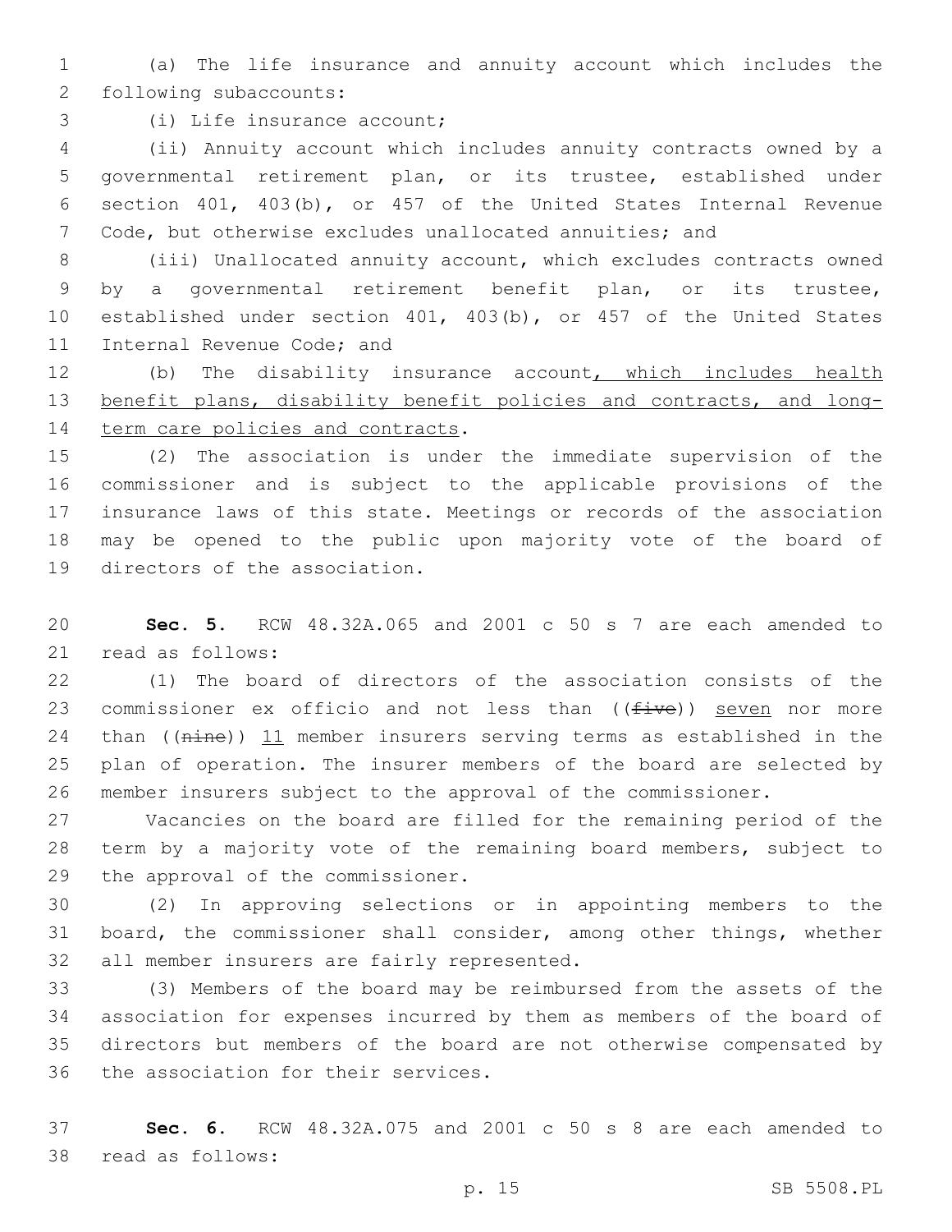(a) The life insurance and annuity account which includes the following subaccounts:

(i) Life insurance account;

(ii) Annuity account which includes annuity contracts owned by a governmental retirement plan, or its trustee, established under section 401, 403(b), or 457 of the United States Internal Revenue Code, but otherwise excludes unallocated annuities; and

(iii) Unallocated annuity account, which excludes contracts owned by a governmental retirement benefit plan, or its trustee, established under section 401, 403(b), or 457 of the United States Internal Revenue Code; and

(b) The disability insurance account<u>, which includes health benefit plans, disability benefit policies and contracts, and long-term care policies and contracts</u>.

(2) The association is under the immediate supervision of the commissioner and is subject to the applicable provisions of the insurance laws of this state. Meetings or records of the association may be opened to the public upon majority vote of the board of directors of the association.

**Sec. 5.** RCW 48.32A.065 and 2001 c 50 s 7 are each amended to read as follows:

(1) The board of directors of the association consists of the commissioner ex officio and not less than ((~~five~~)) <u>seven</u> nor more than ((~~nine~~)) <u>11</u> member insurers serving terms as established in the plan of operation. The insurer members of the board are selected by member insurers subject to the approval of the commissioner.

Vacancies on the board are filled for the remaining period of the term by a majority vote of the remaining board members, subject to the approval of the commissioner.

(2) In approving selections or in appointing members to the board, the commissioner shall consider, among other things, whether all member insurers are fairly represented.

(3) Members of the board may be reimbursed from the assets of the association for expenses incurred by them as members of the board of directors but members of the board are not otherwise compensated by the association for their services.

**Sec. 6.** RCW 48.32A.075 and 2001 c 50 s 8 are each amended to read as follows: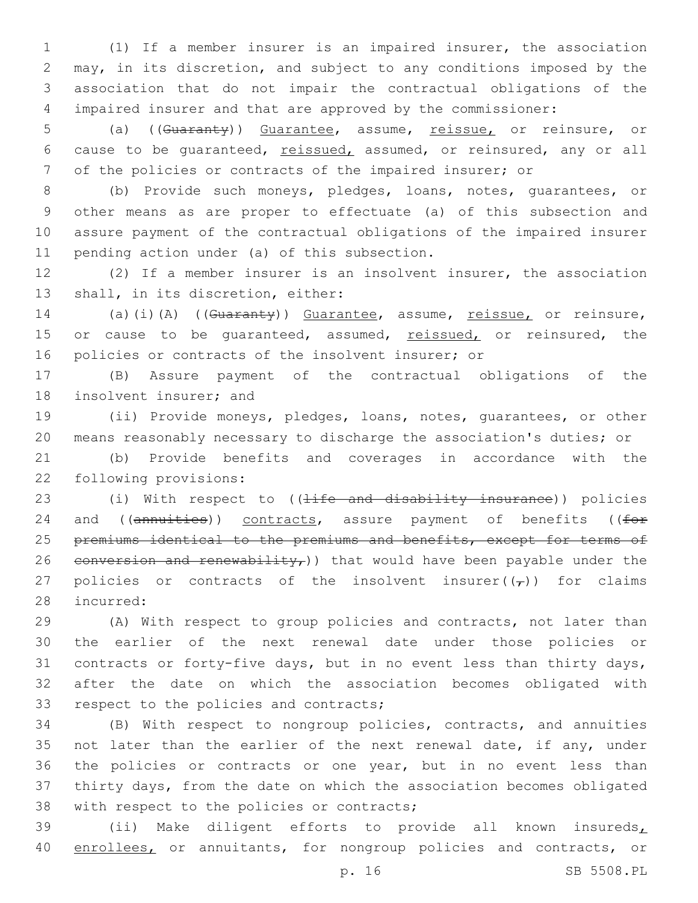(1) If a member insurer is an impaired insurer, the association may, in its discretion, and subject to any conditions imposed by the association that do not impair the contractual obligations of the impaired insurer and that are approved by the commissioner:

(a) ((~~Guaranty~~)) Guarantee, assume, reissue, or reinsure, or cause to be guaranteed, reissued, assumed, or reinsured, any or all of the policies or contracts of the impaired insurer; or

(b) Provide such moneys, pledges, loans, notes, guarantees, or other means as are proper to effectuate (a) of this subsection and assure payment of the contractual obligations of the impaired insurer pending action under (a) of this subsection.

(2) If a member insurer is an insolvent insurer, the association shall, in its discretion, either:

(a)(i)(A) ((~~Guaranty~~)) Guarantee, assume, reissue, or reinsure, or cause to be guaranteed, assumed, reissued, or reinsured, the policies or contracts of the insolvent insurer; or

(B) Assure payment of the contractual obligations of the insolvent insurer; and

(ii) Provide moneys, pledges, loans, notes, guarantees, or other means reasonably necessary to discharge the association's duties; or

(b) Provide benefits and coverages in accordance with the following provisions:

(i) With respect to ((~~life and disability insurance~~)) policies and ((~~annuities~~)) contracts, assure payment of benefits ((~~for premiums identical to the premiums and benefits, except for terms of conversion and renewability,~~)) that would have been payable under the policies or contracts of the insolvent insurer((~~,~~)) for claims incurred:

(A) With respect to group policies and contracts, not later than the earlier of the next renewal date under those policies or contracts or forty-five days, but in no event less than thirty days, after the date on which the association becomes obligated with respect to the policies and contracts;

(B) With respect to nongroup policies, contracts, and annuities not later than the earlier of the next renewal date, if any, under the policies or contracts or one year, but in no event less than thirty days, from the date on which the association becomes obligated with respect to the policies or contracts;

(ii) Make diligent efforts to provide all known insureds, enrollees, or annuitants, for nongroup policies and contracts, or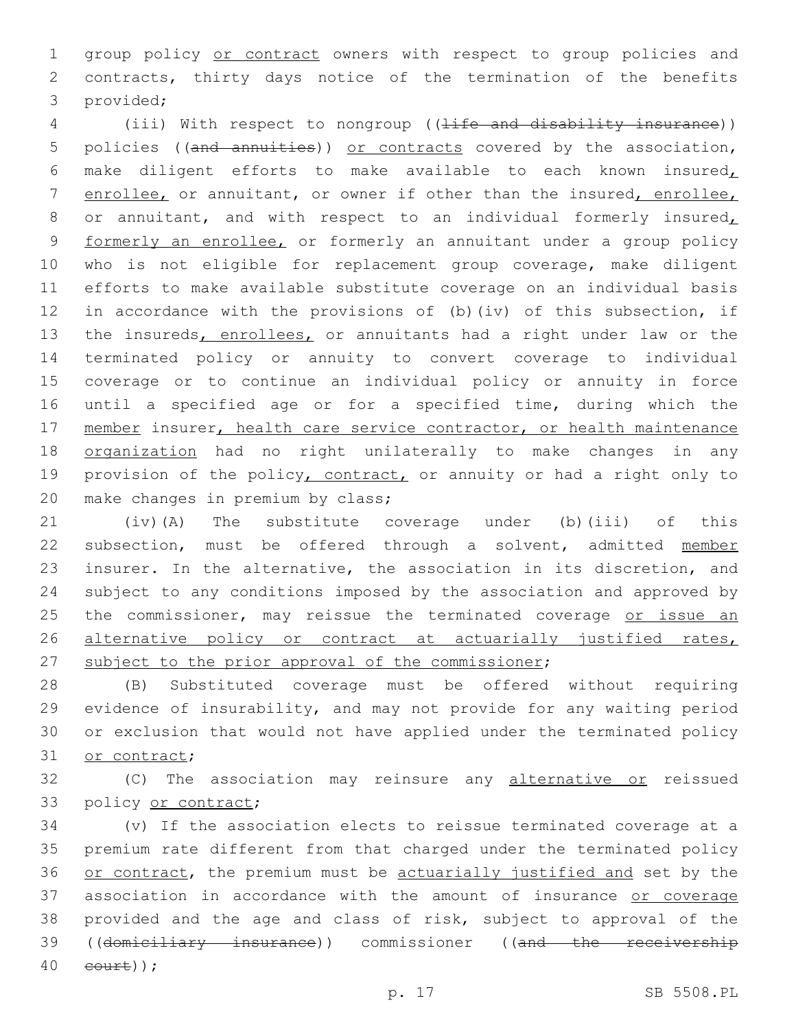group policy or contract owners with respect to group policies and contracts, thirty days notice of the termination of the benefits provided;

(iii) With respect to nongroup ((~~life and disability insurance~~)) policies ((~~and annuities~~)) or contracts covered by the association, make diligent efforts to make available to each known insured, enrollee, or annuitant, or owner if other than the insured, enrollee, or annuitant, and with respect to an individual formerly insured, formerly an enrollee, or formerly an annuitant under a group policy who is not eligible for replacement group coverage, make diligent efforts to make available substitute coverage on an individual basis in accordance with the provisions of (b)(iv) of this subsection, if the insureds, enrollees, or annuitants had a right under law or the terminated policy or annuity to convert coverage to individual coverage or to continue an individual policy or annuity in force until a specified age or for a specified time, during which the member insurer, health care service contractor, or health maintenance organization had no right unilaterally to make changes in any provision of the policy, contract, or annuity or had a right only to make changes in premium by class;

(iv)(A) The substitute coverage under (b)(iii) of this subsection, must be offered through a solvent, admitted member insurer. In the alternative, the association in its discretion, and subject to any conditions imposed by the association and approved by the commissioner, may reissue the terminated coverage or issue an alternative policy or contract at actuarially justified rates, subject to the prior approval of the commissioner;

(B) Substituted coverage must be offered without requiring evidence of insurability, and may not provide for any waiting period or exclusion that would not have applied under the terminated policy or contract;

(C) The association may reinsure any alternative or reissued policy or contract;

(v) If the association elects to reissue terminated coverage at a premium rate different from that charged under the terminated policy or contract, the premium must be actuarially justified and set by the association in accordance with the amount of insurance or coverage provided and the age and class of risk, subject to approval of the ((~~domiciliary insurance~~)) commissioner ((~~and the receivership court~~));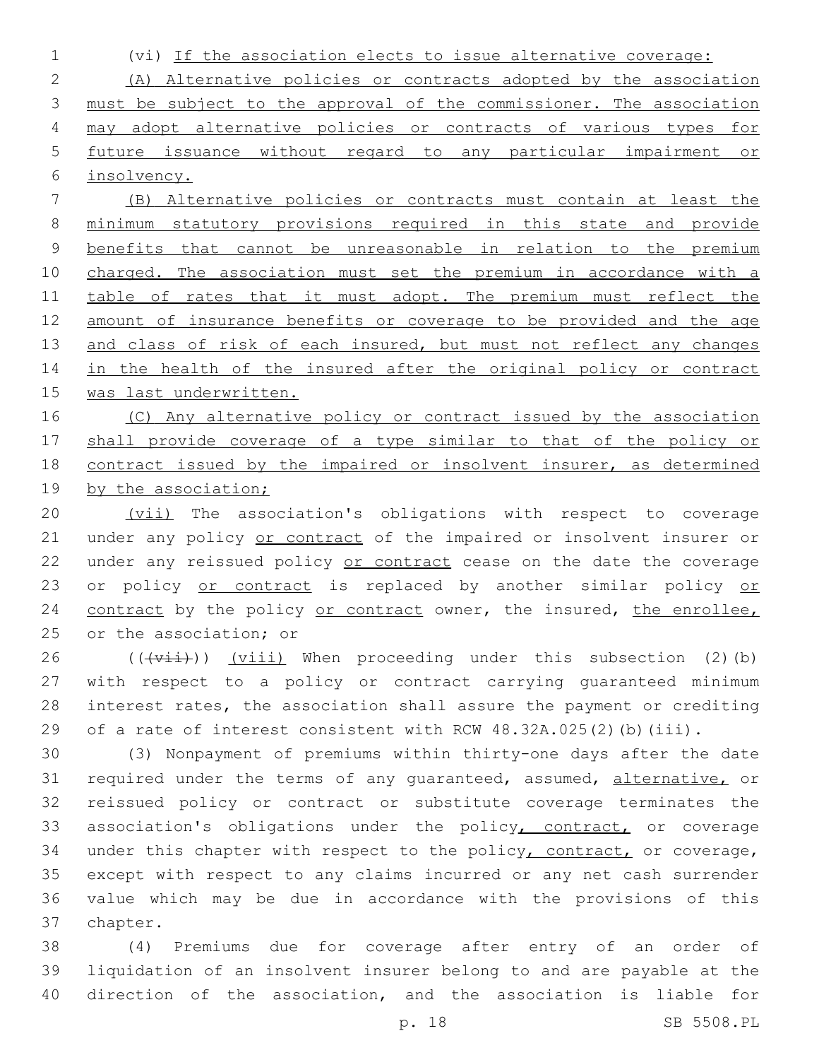(vi) If the association elects to issue alternative coverage:

(A) Alternative policies or contracts adopted by the association must be subject to the approval of the commissioner. The association may adopt alternative policies or contracts of various types for future issuance without regard to any particular impairment or insolvency.

(B) Alternative policies or contracts must contain at least the minimum statutory provisions required in this state and provide benefits that cannot be unreasonable in relation to the premium charged. The association must set the premium in accordance with a table of rates that it must adopt. The premium must reflect the amount of insurance benefits or coverage to be provided and the age and class of risk of each insured, but must not reflect any changes in the health of the insured after the original policy or contract was last underwritten.

(C) Any alternative policy or contract issued by the association shall provide coverage of a type similar to that of the policy or contract issued by the impaired or insolvent insurer, as determined by the association;

(vii) The association's obligations with respect to coverage under any policy or contract of the impaired or insolvent insurer or under any reissued policy or contract cease on the date the coverage or policy or contract is replaced by another similar policy or contract by the policy or contract owner, the insured, the enrollee, or the association; or

((~~(vii)~~)) (viii) When proceeding under this subsection (2)(b) with respect to a policy or contract carrying guaranteed minimum interest rates, the association shall assure the payment or crediting of a rate of interest consistent with RCW 48.32A.025(2)(b)(iii).

(3) Nonpayment of premiums within thirty-one days after the date required under the terms of any guaranteed, assumed, alternative, or reissued policy or contract or substitute coverage terminates the association's obligations under the policy, contract, or coverage under this chapter with respect to the policy, contract, or coverage, except with respect to any claims incurred or any net cash surrender value which may be due in accordance with the provisions of this chapter.

(4) Premiums due for coverage after entry of an order of liquidation of an insolvent insurer belong to and are payable at the direction of the association, and the association is liable for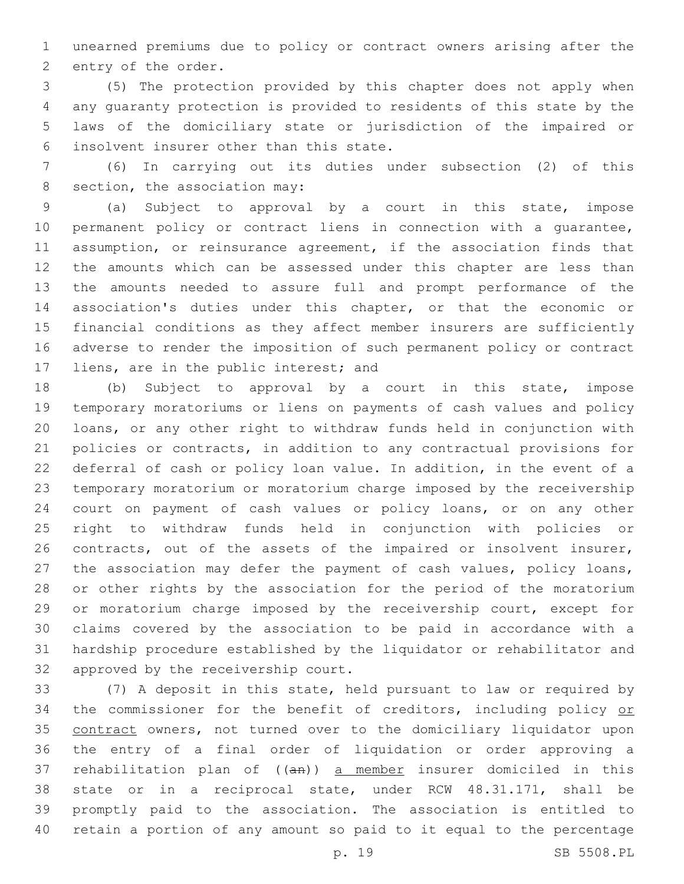unearned premiums due to policy or contract owners arising after the entry of the order.

(5) The protection provided by this chapter does not apply when any guaranty protection is provided to residents of this state by the laws of the domiciliary state or jurisdiction of the impaired or insolvent insurer other than this state.

(6) In carrying out its duties under subsection (2) of this section, the association may:

(a) Subject to approval by a court in this state, impose permanent policy or contract liens in connection with a guarantee, assumption, or reinsurance agreement, if the association finds that the amounts which can be assessed under this chapter are less than the amounts needed to assure full and prompt performance of the association's duties under this chapter, or that the economic or financial conditions as they affect member insurers are sufficiently adverse to render the imposition of such permanent policy or contract liens, are in the public interest; and

(b) Subject to approval by a court in this state, impose temporary moratoriums or liens on payments of cash values and policy loans, or any other right to withdraw funds held in conjunction with policies or contracts, in addition to any contractual provisions for deferral of cash or policy loan value. In addition, in the event of a temporary moratorium or moratorium charge imposed by the receivership court on payment of cash values or policy loans, or on any other right to withdraw funds held in conjunction with policies or contracts, out of the assets of the impaired or insolvent insurer, the association may defer the payment of cash values, policy loans, or other rights by the association for the period of the moratorium or moratorium charge imposed by the receivership court, except for claims covered by the association to be paid in accordance with a hardship procedure established by the liquidator or rehabilitator and approved by the receivership court.

(7) A deposit in this state, held pursuant to law or required by the commissioner for the benefit of creditors, including policy <u>or contract</u> owners, not turned over to the domiciliary liquidator upon the entry of a final order of liquidation or order approving a rehabilitation plan of ((~~an~~)) <u>a member</u> insurer domiciled in this state or in a reciprocal state, under RCW 48.31.171, shall be promptly paid to the association. The association is entitled to retain a portion of any amount so paid to it equal to the percentage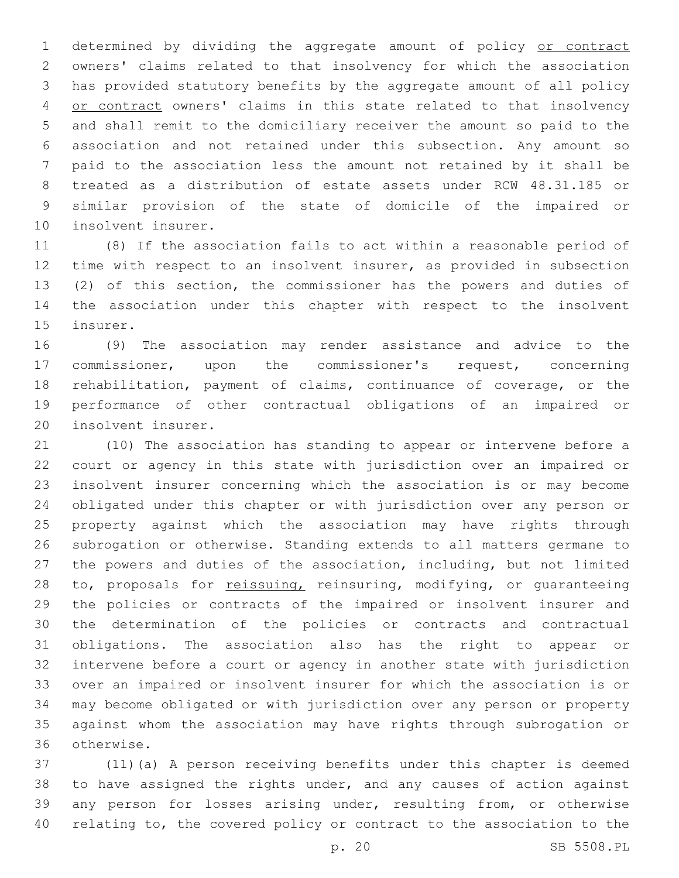determined by dividing the aggregate amount of policy <u>or contract</u> owners' claims related to that insolvency for which the association has provided statutory benefits by the aggregate amount of all policy <u>or contract</u> owners' claims in this state related to that insolvency and shall remit to the domiciliary receiver the amount so paid to the association and not retained under this subsection. Any amount so paid to the association less the amount not retained by it shall be treated as a distribution of estate assets under RCW 48.31.185 or similar provision of the state of domicile of the impaired or insolvent insurer.

(8) If the association fails to act within a reasonable period of time with respect to an insolvent insurer, as provided in subsection (2) of this section, the commissioner has the powers and duties of the association under this chapter with respect to the insolvent insurer.

(9) The association may render assistance and advice to the commissioner, upon the commissioner's request, concerning rehabilitation, payment of claims, continuance of coverage, or the performance of other contractual obligations of an impaired or insolvent insurer.

(10) The association has standing to appear or intervene before a court or agency in this state with jurisdiction over an impaired or insolvent insurer concerning which the association is or may become obligated under this chapter or with jurisdiction over any person or property against which the association may have rights through subrogation or otherwise. Standing extends to all matters germane to the powers and duties of the association, including, but not limited to, proposals for <u>reissuing,</u> reinsuring, modifying, or guaranteeing the policies or contracts of the impaired or insolvent insurer and the determination of the policies or contracts and contractual obligations. The association also has the right to appear or intervene before a court or agency in another state with jurisdiction over an impaired or insolvent insurer for which the association is or may become obligated or with jurisdiction over any person or property against whom the association may have rights through subrogation or otherwise.

(11)(a) A person receiving benefits under this chapter is deemed to have assigned the rights under, and any causes of action against any person for losses arising under, resulting from, or otherwise relating to, the covered policy or contract to the association to the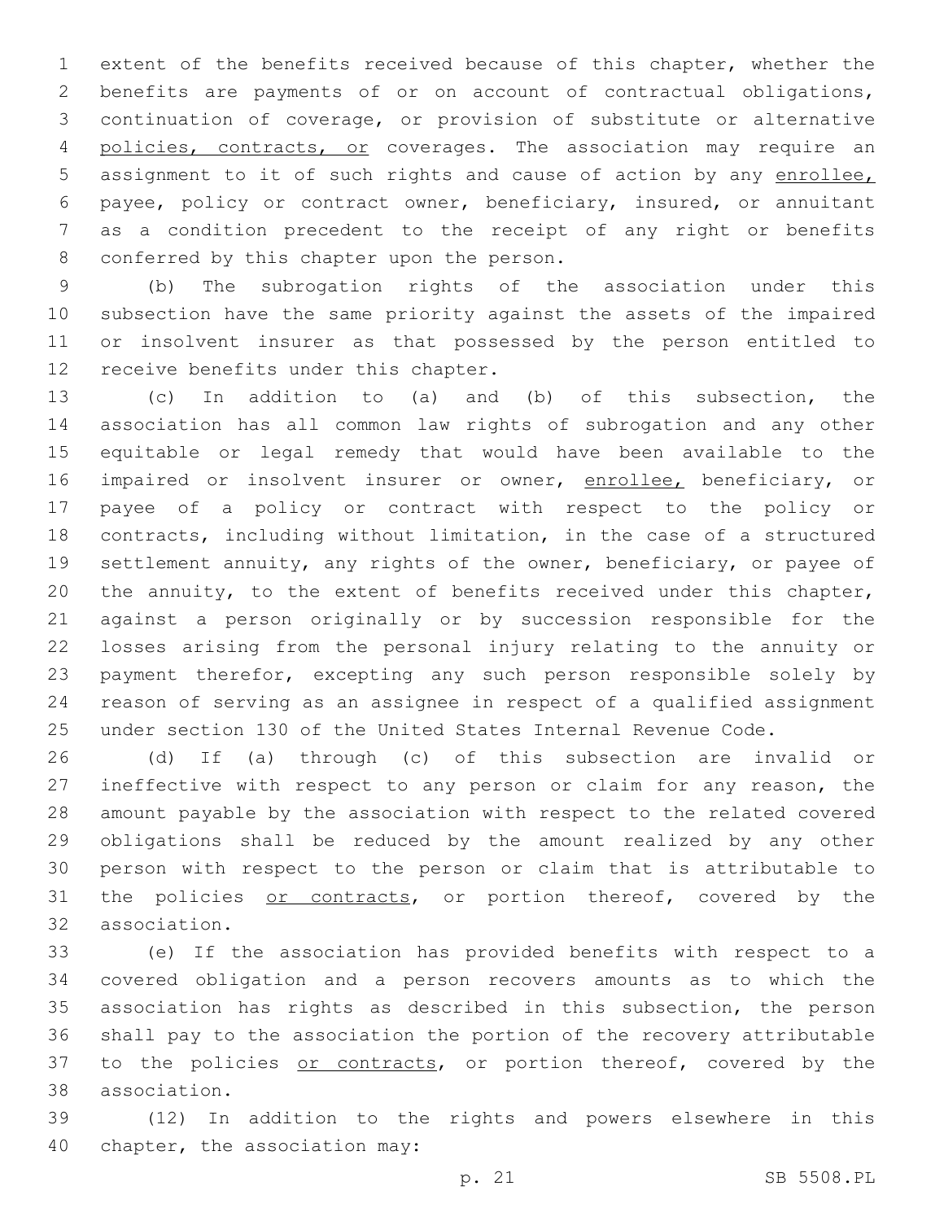extent of the benefits received because of this chapter, whether the benefits are payments of or on account of contractual obligations, continuation of coverage, or provision of substitute or alternative policies, contracts, or coverages. The association may require an assignment to it of such rights and cause of action by any enrollee, payee, policy or contract owner, beneficiary, insured, or annuitant as a condition precedent to the receipt of any right or benefits conferred by this chapter upon the person.

(b) The subrogation rights of the association under this subsection have the same priority against the assets of the impaired or insolvent insurer as that possessed by the person entitled to receive benefits under this chapter.

(c) In addition to (a) and (b) of this subsection, the association has all common law rights of subrogation and any other equitable or legal remedy that would have been available to the impaired or insolvent insurer or owner, enrollee, beneficiary, or payee of a policy or contract with respect to the policy or contracts, including without limitation, in the case of a structured settlement annuity, any rights of the owner, beneficiary, or payee of the annuity, to the extent of benefits received under this chapter, against a person originally or by succession responsible for the losses arising from the personal injury relating to the annuity or payment therefor, excepting any such person responsible solely by reason of serving as an assignee in respect of a qualified assignment under section 130 of the United States Internal Revenue Code.

(d) If (a) through (c) of this subsection are invalid or ineffective with respect to any person or claim for any reason, the amount payable by the association with respect to the related covered obligations shall be reduced by the amount realized by any other person with respect to the person or claim that is attributable to the policies or contracts, or portion thereof, covered by the association.

(e) If the association has provided benefits with respect to a covered obligation and a person recovers amounts as to which the association has rights as described in this subsection, the person shall pay to the association the portion of the recovery attributable to the policies or contracts, or portion thereof, covered by the association.

(12) In addition to the rights and powers elsewhere in this chapter, the association may: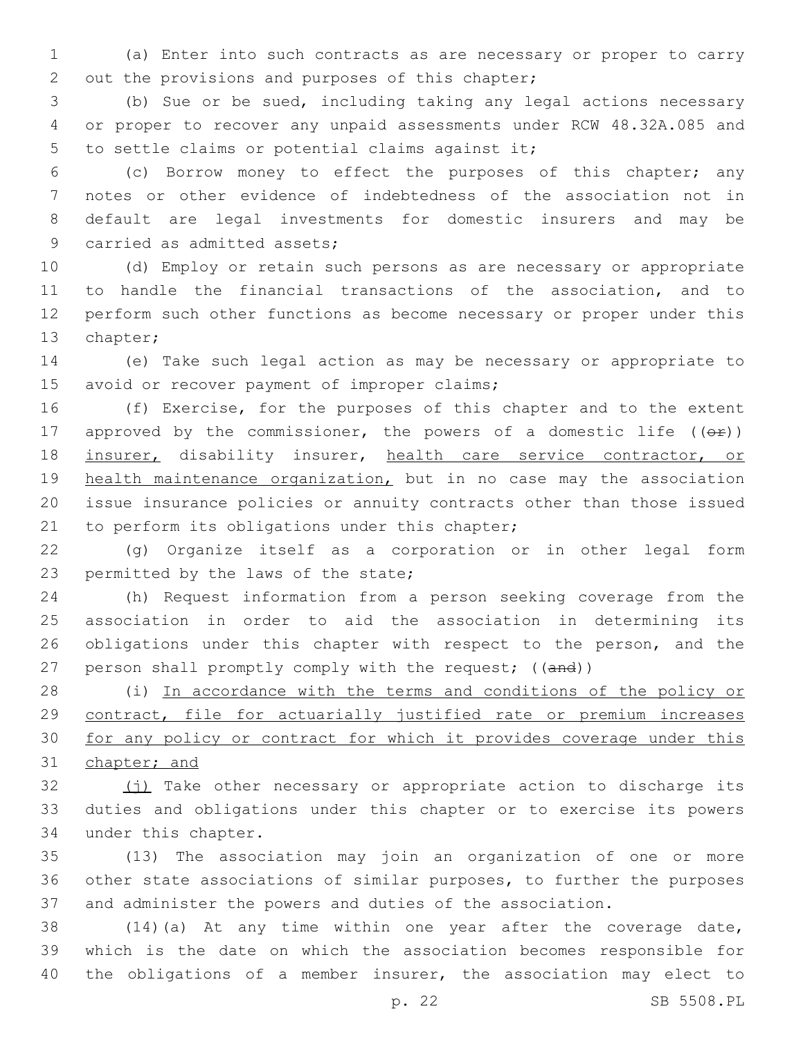(a) Enter into such contracts as are necessary or proper to carry out the provisions and purposes of this chapter;

(b) Sue or be sued, including taking any legal actions necessary or proper to recover any unpaid assessments under RCW 48.32A.085 and to settle claims or potential claims against it;

(c) Borrow money to effect the purposes of this chapter; any notes or other evidence of indebtedness of the association not in default are legal investments for domestic insurers and may be carried as admitted assets;

(d) Employ or retain such persons as are necessary or appropriate to handle the financial transactions of the association, and to perform such other functions as become necessary or proper under this chapter;

(e) Take such legal action as may be necessary or appropriate to avoid or recover payment of improper claims;

(f) Exercise, for the purposes of this chapter and to the extent approved by the commissioner, the powers of a domestic life ((~~or~~)) insurer, disability insurer, health care service contractor, or health maintenance organization, but in no case may the association issue insurance policies or annuity contracts other than those issued to perform its obligations under this chapter;

(g) Organize itself as a corporation or in other legal form permitted by the laws of the state;

(h) Request information from a person seeking coverage from the association in order to aid the association in determining its obligations under this chapter with respect to the person, and the person shall promptly comply with the request; ((~~and~~))

(i) In accordance with the terms and conditions of the policy or contract, file for actuarially justified rate or premium increases for any policy or contract for which it provides coverage under this chapter; and

(j) Take other necessary or appropriate action to discharge its duties and obligations under this chapter or to exercise its powers under this chapter.

(13) The association may join an organization of one or more other state associations of similar purposes, to further the purposes and administer the powers and duties of the association.

(14)(a) At any time within one year after the coverage date, which is the date on which the association becomes responsible for the obligations of a member insurer, the association may elect to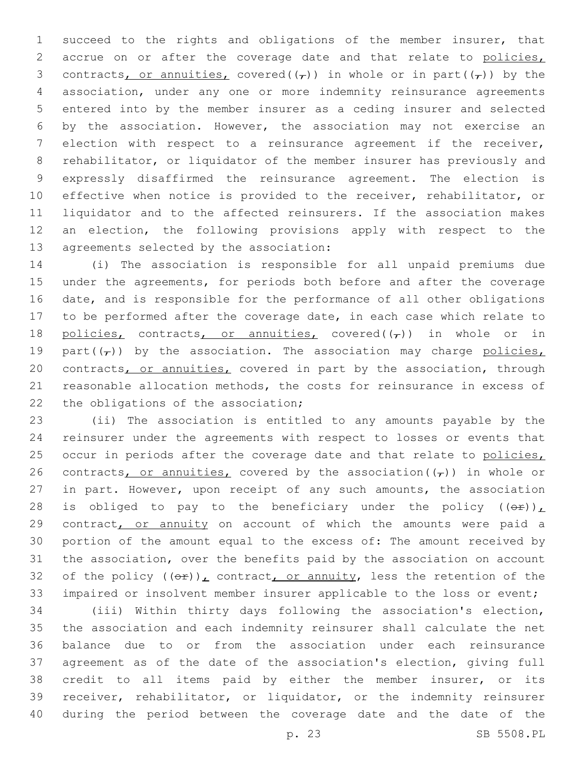succeed to the rights and obligations of the member insurer, that accrue on or after the coverage date and that relate to policies, contracts, or annuities, covered((,)) in whole or in part((,)) by the association, under any one or more indemnity reinsurance agreements entered into by the member insurer as a ceding insurer and selected by the association. However, the association may not exercise an election with respect to a reinsurance agreement if the receiver, rehabilitator, or liquidator of the member insurer has previously and expressly disaffirmed the reinsurance agreement. The election is effective when notice is provided to the receiver, rehabilitator, or liquidator and to the affected reinsurers. If the association makes an election, the following provisions apply with respect to the agreements selected by the association:

(i) The association is responsible for all unpaid premiums due under the agreements, for periods both before and after the coverage date, and is responsible for the performance of all other obligations to be performed after the coverage date, in each case which relate to policies, contracts, or annuities, covered((,)) in whole or in part((,)) by the association. The association may charge policies, contracts, or annuities, covered in part by the association, through reasonable allocation methods, the costs for reinsurance in excess of the obligations of the association;

(ii) The association is entitled to any amounts payable by the reinsurer under the agreements with respect to losses or events that occur in periods after the coverage date and that relate to policies, contracts, or annuities, covered by the association((,)) in whole or in part. However, upon receipt of any such amounts, the association is obliged to pay to the beneficiary under the policy ((or)), contract, or annuity on account of which the amounts were paid a portion of the amount equal to the excess of: The amount received by the association, over the benefits paid by the association on account of the policy ((or)), contract, or annuity, less the retention of the impaired or insolvent member insurer applicable to the loss or event;

(iii) Within thirty days following the association's election, the association and each indemnity reinsurer shall calculate the net balance due to or from the association under each reinsurance agreement as of the date of the association's election, giving full credit to all items paid by either the member insurer, or its receiver, rehabilitator, or liquidator, or the indemnity reinsurer during the period between the coverage date and the date of the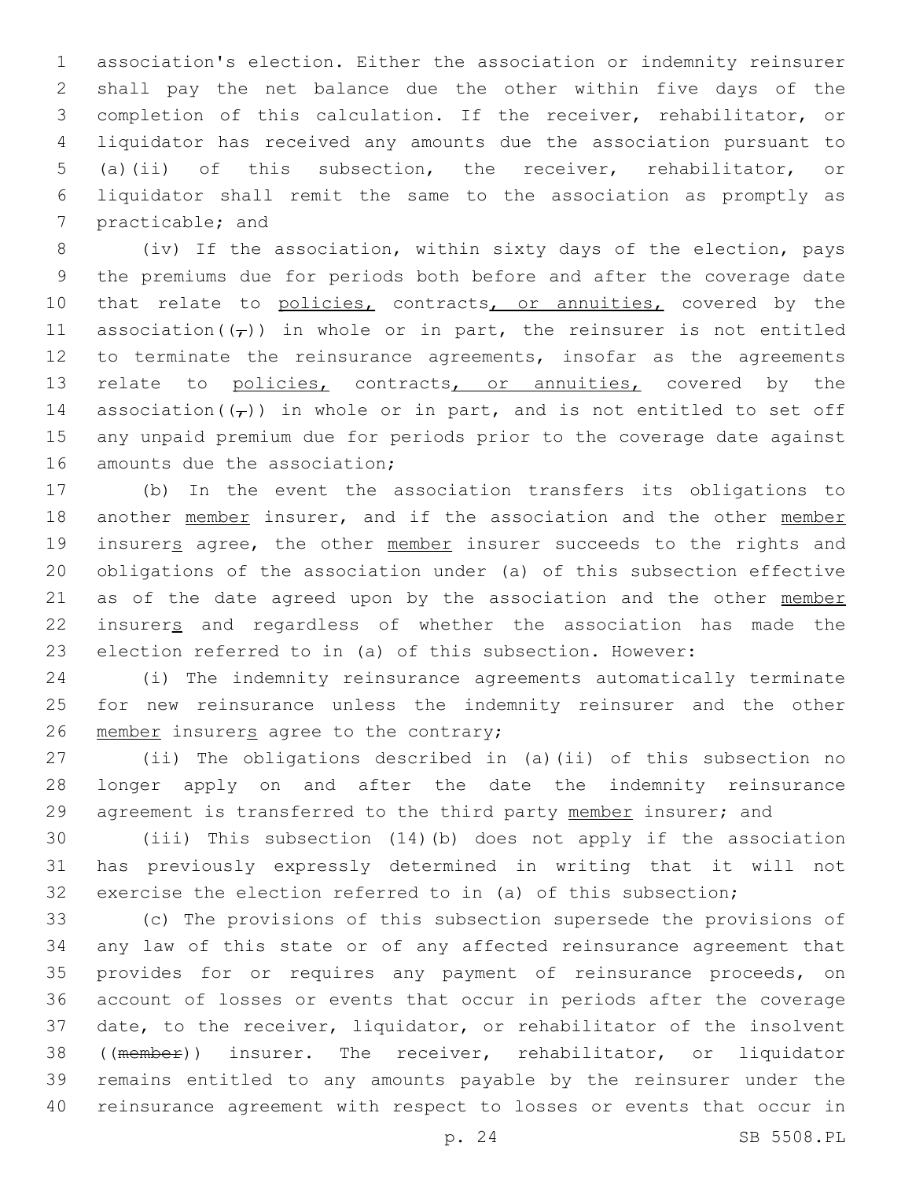association's election. Either the association or indemnity reinsurer shall pay the net balance due the other within five days of the completion of this calculation. If the receiver, rehabilitator, or liquidator has received any amounts due the association pursuant to (a)(ii) of this subsection, the receiver, rehabilitator, or liquidator shall remit the same to the association as promptly as practicable; and

(iv) If the association, within sixty days of the election, pays the premiums due for periods both before and after the coverage date that relate to policies, contracts, or annuities, covered by the association((,)) in whole or in part, the reinsurer is not entitled to terminate the reinsurance agreements, insofar as the agreements relate to policies, contracts, or annuities, covered by the association((,)) in whole or in part, and is not entitled to set off any unpaid premium due for periods prior to the coverage date against amounts due the association;

(b) In the event the association transfers its obligations to another member insurer, and if the association and the other member insurers agree, the other member insurer succeeds to the rights and obligations of the association under (a) of this subsection effective as of the date agreed upon by the association and the other member insurers and regardless of whether the association has made the election referred to in (a) of this subsection. However:

(i) The indemnity reinsurance agreements automatically terminate for new reinsurance unless the indemnity reinsurer and the other member insurers agree to the contrary;

(ii) The obligations described in (a)(ii) of this subsection no longer apply on and after the date the indemnity reinsurance agreement is transferred to the third party member insurer; and

(iii) This subsection (14)(b) does not apply if the association has previously expressly determined in writing that it will not exercise the election referred to in (a) of this subsection;

(c) The provisions of this subsection supersede the provisions of any law of this state or of any affected reinsurance agreement that provides for or requires any payment of reinsurance proceeds, on account of losses or events that occur in periods after the coverage date, to the receiver, liquidator, or rehabilitator of the insolvent ((~~member~~)) insurer. The receiver, rehabilitator, or liquidator remains entitled to any amounts payable by the reinsurer under the reinsurance agreement with respect to losses or events that occur in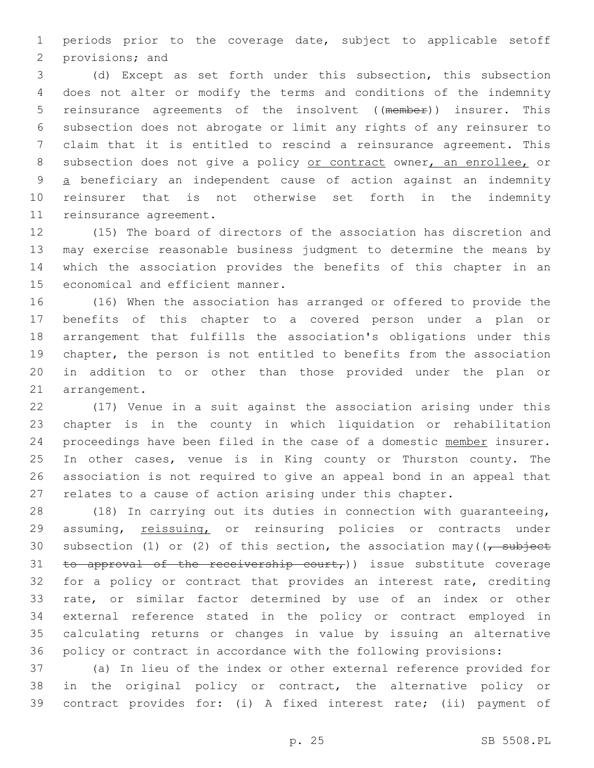periods prior to the coverage date, subject to applicable setoff provisions; and

(d) Except as set forth under this subsection, this subsection does not alter or modify the terms and conditions of the indemnity reinsurance agreements of the insolvent ((~~member~~)) insurer. This subsection does not abrogate or limit any rights of any reinsurer to claim that it is entitled to rescind a reinsurance agreement. This subsection does not give a policy <u>or contract</u> owner<u>, an enrollee,</u> or <u>a</u> beneficiary an independent cause of action against an indemnity reinsurer that is not otherwise set forth in the indemnity reinsurance agreement.

(15) The board of directors of the association has discretion and may exercise reasonable business judgment to determine the means by which the association provides the benefits of this chapter in an economical and efficient manner.

(16) When the association has arranged or offered to provide the benefits of this chapter to a covered person under a plan or arrangement that fulfills the association's obligations under this chapter, the person is not entitled to benefits from the association in addition to or other than those provided under the plan or arrangement.

(17) Venue in a suit against the association arising under this chapter is in the county in which liquidation or rehabilitation proceedings have been filed in the case of a domestic <u>member</u> insurer. In other cases, venue is in King county or Thurston county. The association is not required to give an appeal bond in an appeal that relates to a cause of action arising under this chapter.

(18) In carrying out its duties in connection with guaranteeing, assuming, <u>reissuing,</u> or reinsuring policies or contracts under subsection (1) or (2) of this section, the association may((~~, subject to approval of the receivership court,~~)) issue substitute coverage for a policy or contract that provides an interest rate, crediting rate, or similar factor determined by use of an index or other external reference stated in the policy or contract employed in calculating returns or changes in value by issuing an alternative policy or contract in accordance with the following provisions:

(a) In lieu of the index or other external reference provided for in the original policy or contract, the alternative policy or contract provides for: (i) A fixed interest rate; (ii) payment of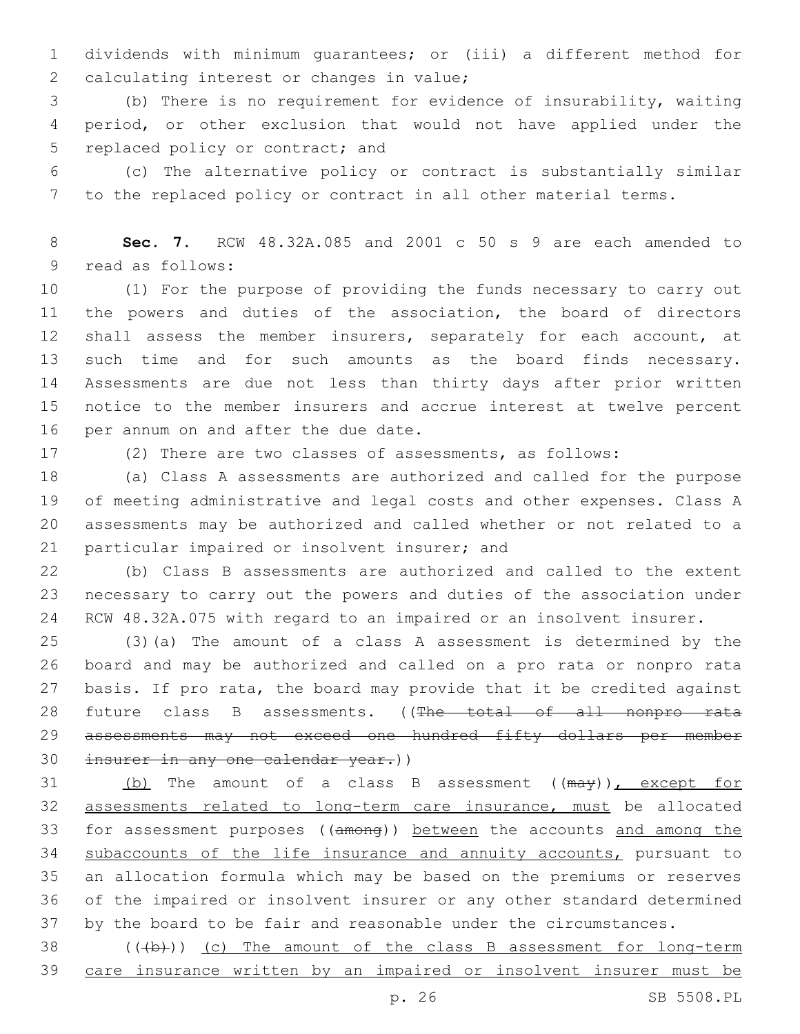dividends with minimum guarantees; or (iii) a different method for calculating interest or changes in value;

(b) There is no requirement for evidence of insurability, waiting period, or other exclusion that would not have applied under the replaced policy or contract; and

(c) The alternative policy or contract is substantially similar to the replaced policy or contract in all other material terms.

**Sec. 7.** RCW 48.32A.085 and 2001 c 50 s 9 are each amended to read as follows:

(1) For the purpose of providing the funds necessary to carry out the powers and duties of the association, the board of directors shall assess the member insurers, separately for each account, at such time and for such amounts as the board finds necessary. Assessments are due not less than thirty days after prior written notice to the member insurers and accrue interest at twelve percent per annum on and after the due date.

(2) There are two classes of assessments, as follows:

(a) Class A assessments are authorized and called for the purpose of meeting administrative and legal costs and other expenses. Class A assessments may be authorized and called whether or not related to a particular impaired or insolvent insurer; and

(b) Class B assessments are authorized and called to the extent necessary to carry out the powers and duties of the association under RCW 48.32A.075 with regard to an impaired or an insolvent insurer.

(3)(a) The amount of a class A assessment is determined by the board and may be authorized and called on a pro rata or nonpro rata basis. If pro rata, the board may provide that it be credited against future class B assessments. ((~~The total of all nonpro rata assessments may not exceed one hundred fifty dollars per member insurer in any one calendar year.~~))

(b) The amount of a class B assessment ((~~may~~)), except for assessments related to long-term care insurance, must be allocated for assessment purposes ((~~among~~)) between the accounts and among the subaccounts of the life insurance and annuity accounts, pursuant to an allocation formula which may be based on the premiums or reserves of the impaired or insolvent insurer or any other standard determined by the board to be fair and reasonable under the circumstances.

((~~(b)~~)) (c) The amount of the class B assessment for long-term care insurance written by an impaired or insolvent insurer must be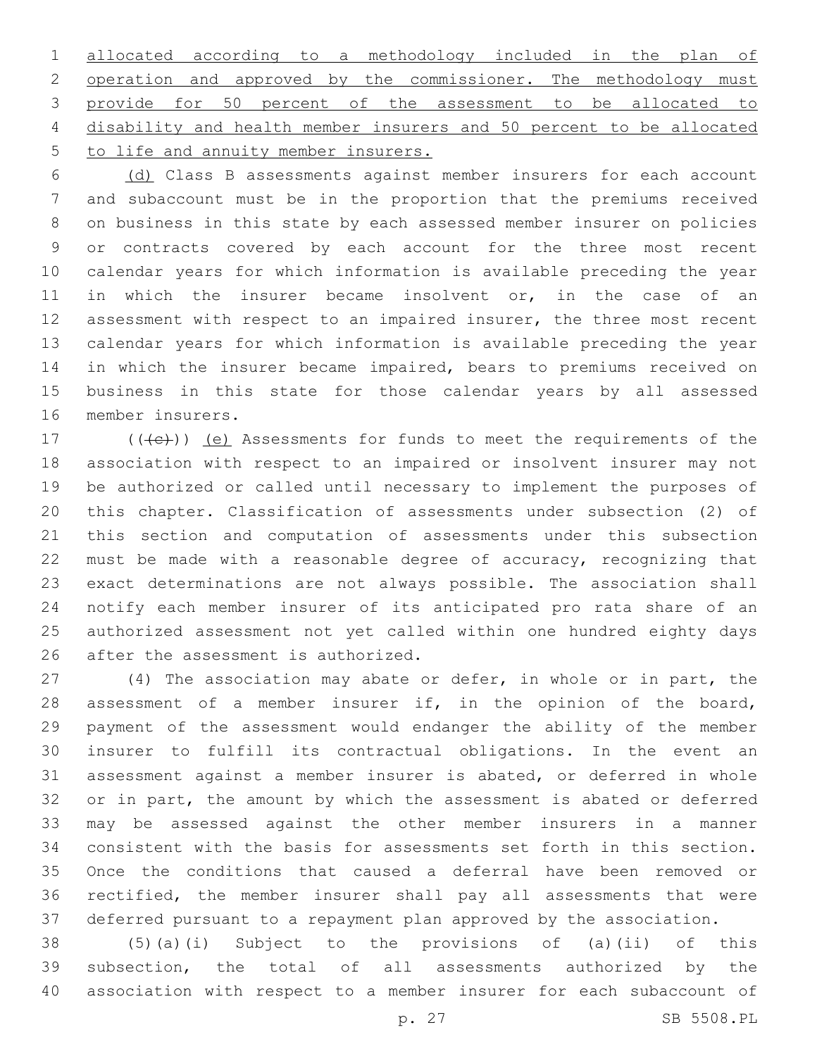allocated according to a methodology included in the plan of operation and approved by the commissioner. The methodology must provide for 50 percent of the assessment to be allocated to disability and health member insurers and 50 percent to be allocated to life and annuity member insurers.

(d) Class B assessments against member insurers for each account and subaccount must be in the proportion that the premiums received on business in this state by each assessed member insurer on policies or contracts covered by each account for the three most recent calendar years for which information is available preceding the year in which the insurer became insolvent or, in the case of an assessment with respect to an impaired insurer, the three most recent calendar years for which information is available preceding the year in which the insurer became impaired, bears to premiums received on business in this state for those calendar years by all assessed member insurers.

(((c))) (e) Assessments for funds to meet the requirements of the association with respect to an impaired or insolvent insurer may not be authorized or called until necessary to implement the purposes of this chapter. Classification of assessments under subsection (2) of this section and computation of assessments under this subsection must be made with a reasonable degree of accuracy, recognizing that exact determinations are not always possible. The association shall notify each member insurer of its anticipated pro rata share of an authorized assessment not yet called within one hundred eighty days after the assessment is authorized.

(4) The association may abate or defer, in whole or in part, the assessment of a member insurer if, in the opinion of the board, payment of the assessment would endanger the ability of the member insurer to fulfill its contractual obligations. In the event an assessment against a member insurer is abated, or deferred in whole or in part, the amount by which the assessment is abated or deferred may be assessed against the other member insurers in a manner consistent with the basis for assessments set forth in this section. Once the conditions that caused a deferral have been removed or rectified, the member insurer shall pay all assessments that were deferred pursuant to a repayment plan approved by the association.

(5)(a)(i) Subject to the provisions of (a)(ii) of this subsection, the total of all assessments authorized by the association with respect to a member insurer for each subaccount of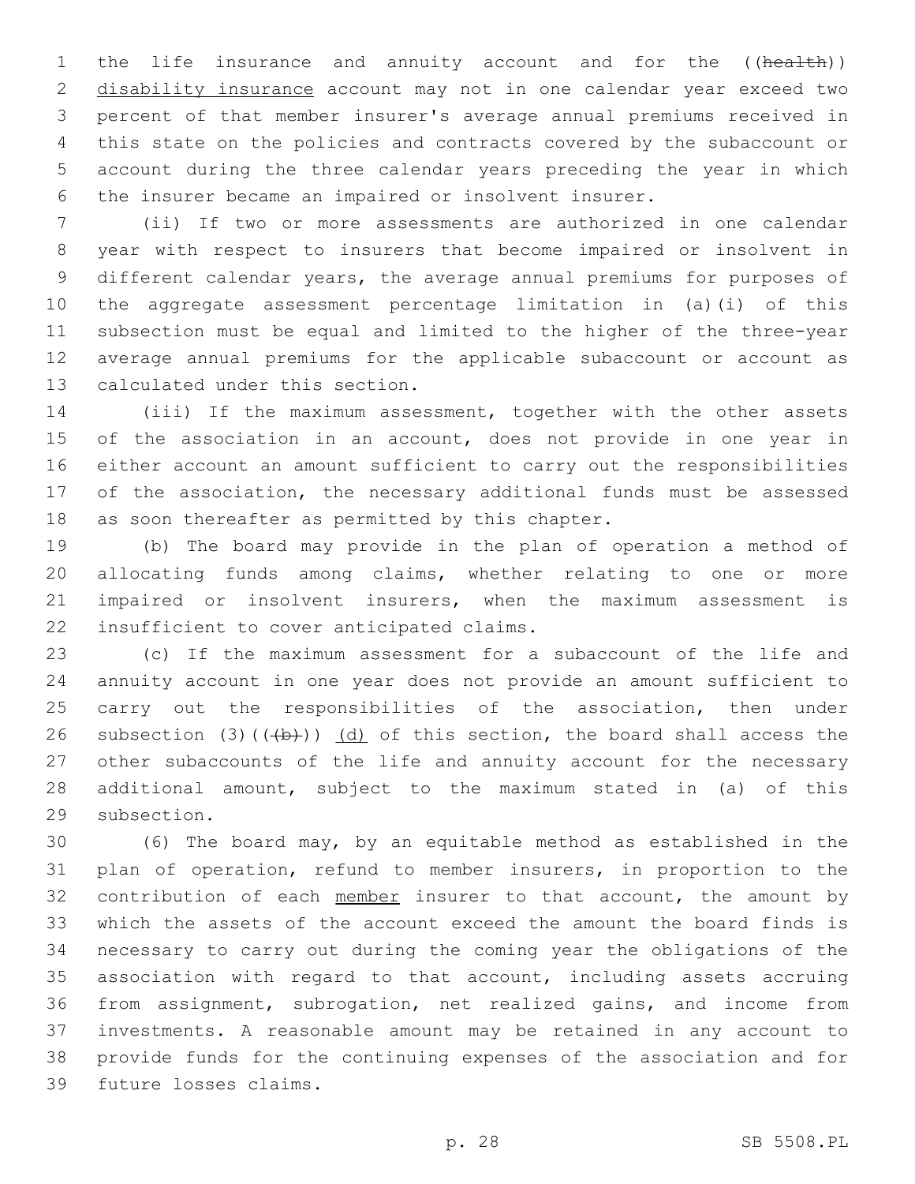the life insurance and annuity account and for the ((health)) disability insurance account may not in one calendar year exceed two percent of that member insurer's average annual premiums received in this state on the policies and contracts covered by the subaccount or account during the three calendar years preceding the year in which the insurer became an impaired or insolvent insurer.

(ii) If two or more assessments are authorized in one calendar year with respect to insurers that become impaired or insolvent in different calendar years, the average annual premiums for purposes of the aggregate assessment percentage limitation in (a)(i) of this subsection must be equal and limited to the higher of the three-year average annual premiums for the applicable subaccount or account as calculated under this section.

(iii) If the maximum assessment, together with the other assets of the association in an account, does not provide in one year in either account an amount sufficient to carry out the responsibilities of the association, the necessary additional funds must be assessed as soon thereafter as permitted by this chapter.

(b) The board may provide in the plan of operation a method of allocating funds among claims, whether relating to one or more impaired or insolvent insurers, when the maximum assessment is insufficient to cover anticipated claims.

(c) If the maximum assessment for a subaccount of the life and annuity account in one year does not provide an amount sufficient to carry out the responsibilities of the association, then under subsection (3)(((b))) (d) of this section, the board shall access the other subaccounts of the life and annuity account for the necessary additional amount, subject to the maximum stated in (a) of this subsection.

(6) The board may, by an equitable method as established in the plan of operation, refund to member insurers, in proportion to the contribution of each member insurer to that account, the amount by which the assets of the account exceed the amount the board finds is necessary to carry out during the coming year the obligations of the association with regard to that account, including assets accruing from assignment, subrogation, net realized gains, and income from investments. A reasonable amount may be retained in any account to provide funds for the continuing expenses of the association and for future losses claims.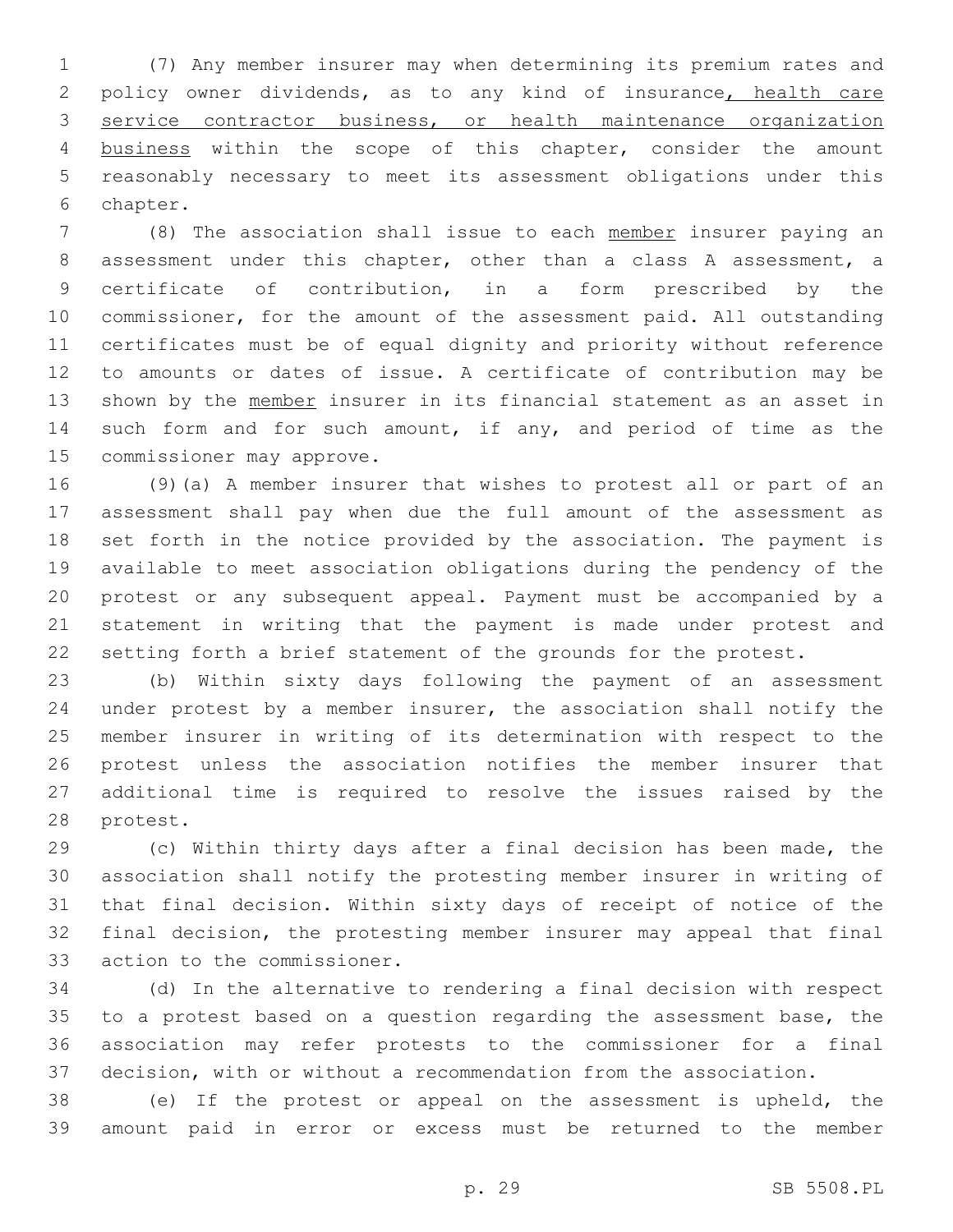(7) Any member insurer may when determining its premium rates and policy owner dividends, as to any kind of insurance, health care service contractor business, or health maintenance organization business within the scope of this chapter, consider the amount reasonably necessary to meet its assessment obligations under this chapter.

(8) The association shall issue to each member insurer paying an assessment under this chapter, other than a class A assessment, a certificate of contribution, in a form prescribed by the commissioner, for the amount of the assessment paid. All outstanding certificates must be of equal dignity and priority without reference to amounts or dates of issue. A certificate of contribution may be shown by the member insurer in its financial statement as an asset in such form and for such amount, if any, and period of time as the commissioner may approve.

(9)(a) A member insurer that wishes to protest all or part of an assessment shall pay when due the full amount of the assessment as set forth in the notice provided by the association. The payment is available to meet association obligations during the pendency of the protest or any subsequent appeal. Payment must be accompanied by a statement in writing that the payment is made under protest and setting forth a brief statement of the grounds for the protest.

(b) Within sixty days following the payment of an assessment under protest by a member insurer, the association shall notify the member insurer in writing of its determination with respect to the protest unless the association notifies the member insurer that additional time is required to resolve the issues raised by the protest.

(c) Within thirty days after a final decision has been made, the association shall notify the protesting member insurer in writing of that final decision. Within sixty days of receipt of notice of the final decision, the protesting member insurer may appeal that final action to the commissioner.

(d) In the alternative to rendering a final decision with respect to a protest based on a question regarding the assessment base, the association may refer protests to the commissioner for a final decision, with or without a recommendation from the association.

(e) If the protest or appeal on the assessment is upheld, the amount paid in error or excess must be returned to the member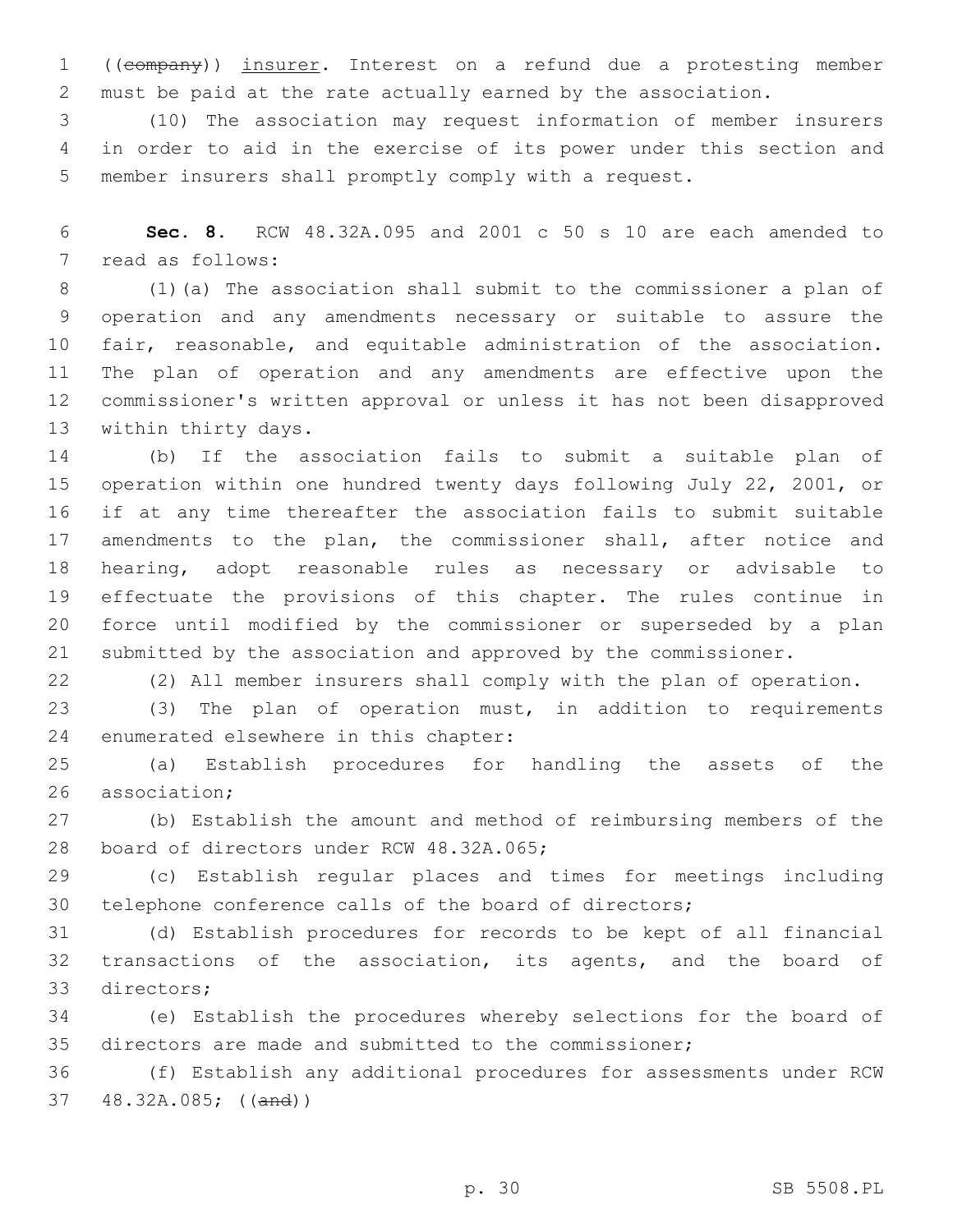((~~company~~)) insurer. Interest on a refund due a protesting member must be paid at the rate actually earned by the association.

(10) The association may request information of member insurers in order to aid in the exercise of its power under this section and member insurers shall promptly comply with a request.

**Sec. 8.** RCW 48.32A.095 and 2001 c 50 s 10 are each amended to read as follows:

(1)(a) The association shall submit to the commissioner a plan of operation and any amendments necessary or suitable to assure the fair, reasonable, and equitable administration of the association. The plan of operation and any amendments are effective upon the commissioner's written approval or unless it has not been disapproved within thirty days.

(b) If the association fails to submit a suitable plan of operation within one hundred twenty days following July 22, 2001, or if at any time thereafter the association fails to submit suitable amendments to the plan, the commissioner shall, after notice and hearing, adopt reasonable rules as necessary or advisable to effectuate the provisions of this chapter. The rules continue in force until modified by the commissioner or superseded by a plan submitted by the association and approved by the commissioner.

(2) All member insurers shall comply with the plan of operation.

(3) The plan of operation must, in addition to requirements enumerated elsewhere in this chapter:

(a) Establish procedures for handling the assets of the association;

(b) Establish the amount and method of reimbursing members of the board of directors under RCW 48.32A.065;

(c) Establish regular places and times for meetings including telephone conference calls of the board of directors;

(d) Establish procedures for records to be kept of all financial transactions of the association, its agents, and the board of directors;

(e) Establish the procedures whereby selections for the board of directors are made and submitted to the commissioner;

(f) Establish any additional procedures for assessments under RCW 48.32A.085; ((~~and~~))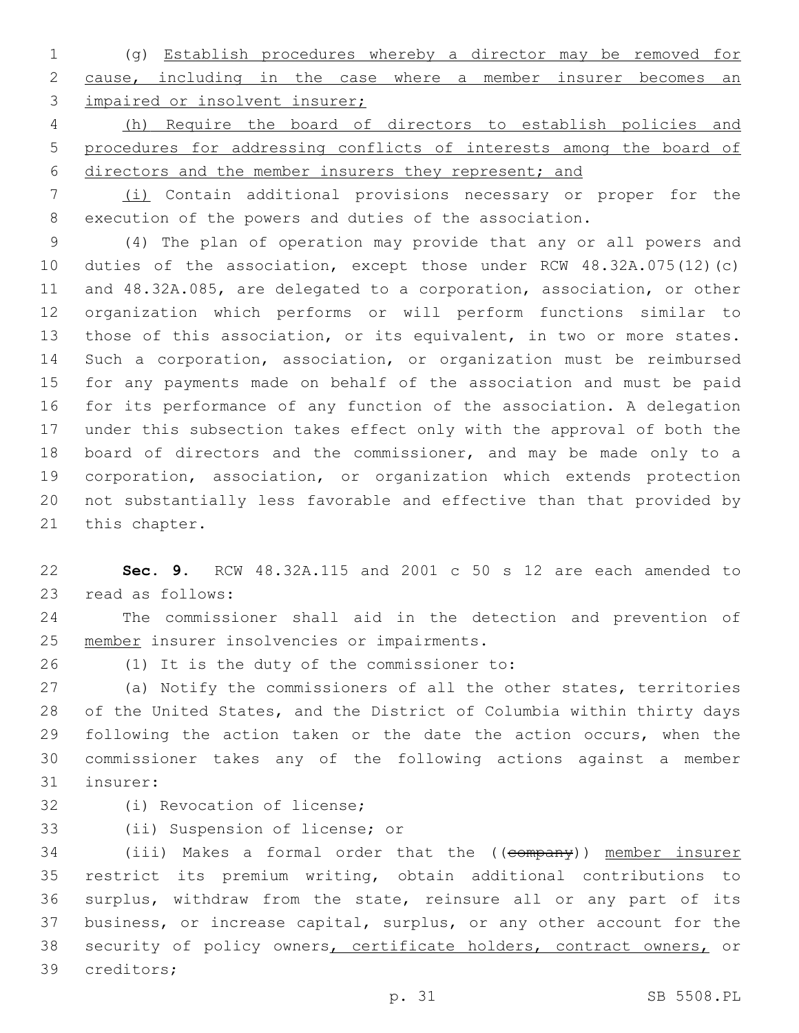(g) Establish procedures whereby a director may be removed for cause, including in the case where a member insurer becomes an impaired or insolvent insurer;

(h) Require the board of directors to establish policies and procedures for addressing conflicts of interests among the board of directors and the member insurers they represent; and

(i) Contain additional provisions necessary or proper for the execution of the powers and duties of the association.

(4) The plan of operation may provide that any or all powers and duties of the association, except those under RCW 48.32A.075(12)(c) and 48.32A.085, are delegated to a corporation, association, or other organization which performs or will perform functions similar to those of this association, or its equivalent, in two or more states. Such a corporation, association, or organization must be reimbursed for any payments made on behalf of the association and must be paid for its performance of any function of the association. A delegation under this subsection takes effect only with the approval of both the board of directors and the commissioner, and may be made only to a corporation, association, or organization which extends protection not substantially less favorable and effective than that provided by this chapter.

**Sec. 9.** RCW 48.32A.115 and 2001 c 50 s 12 are each amended to read as follows:

The commissioner shall aid in the detection and prevention of member insurer insolvencies or impairments.

(1) It is the duty of the commissioner to:

(a) Notify the commissioners of all the other states, territories of the United States, and the District of Columbia within thirty days following the action taken or the date the action occurs, when the commissioner takes any of the following actions against a member insurer:

(i) Revocation of license;

(ii) Suspension of license; or

(iii) Makes a formal order that the ((~~company~~)) member insurer restrict its premium writing, obtain additional contributions to surplus, withdraw from the state, reinsure all or any part of its business, or increase capital, surplus, or any other account for the security of policy owners, certificate holders, contract owners, or creditors;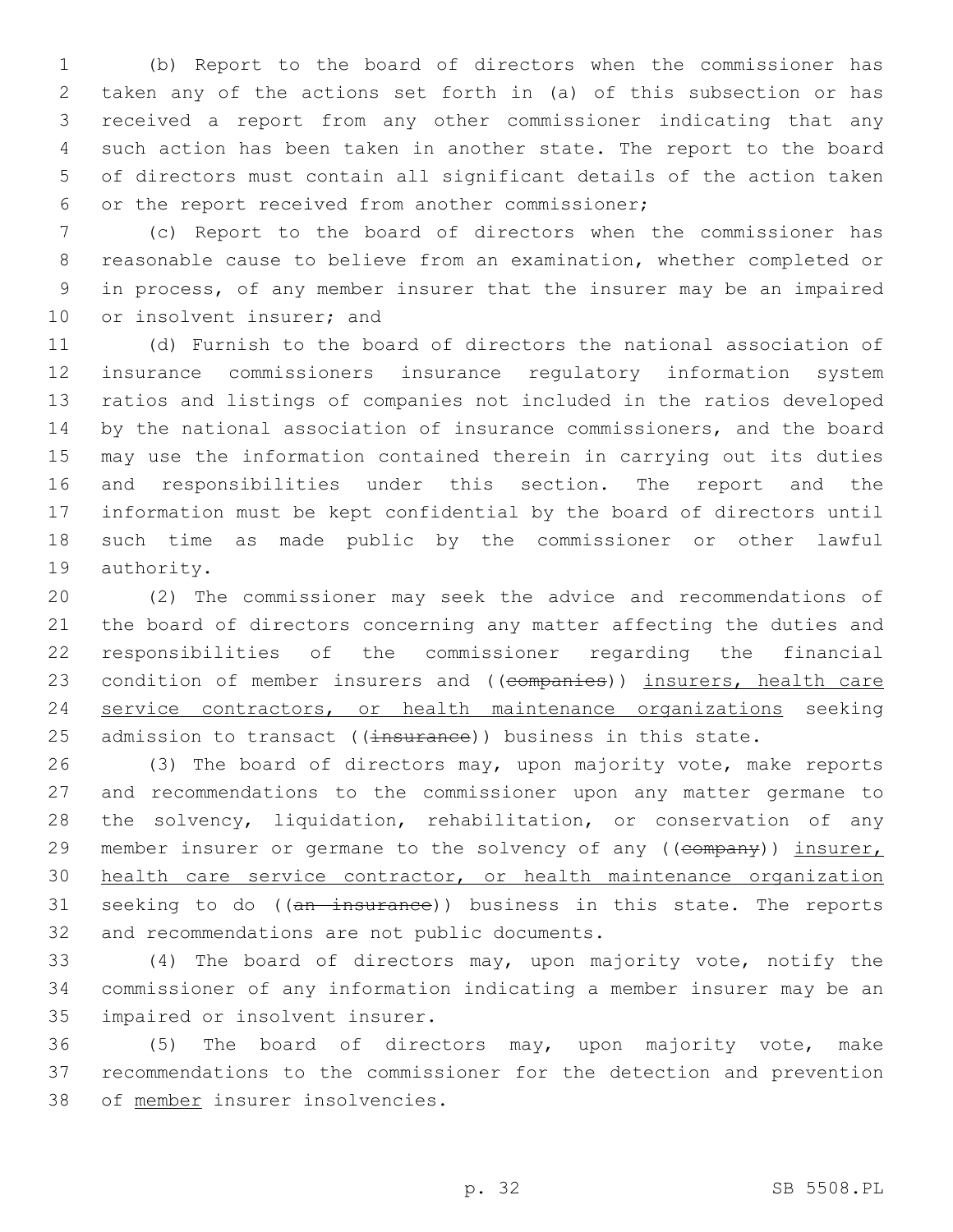(b) Report to the board of directors when the commissioner has taken any of the actions set forth in (a) of this subsection or has received a report from any other commissioner indicating that any such action has been taken in another state. The report to the board of directors must contain all significant details of the action taken or the report received from another commissioner;

(c) Report to the board of directors when the commissioner has reasonable cause to believe from an examination, whether completed or in process, of any member insurer that the insurer may be an impaired or insolvent insurer; and

(d) Furnish to the board of directors the national association of insurance commissioners insurance regulatory information system ratios and listings of companies not included in the ratios developed by the national association of insurance commissioners, and the board may use the information contained therein in carrying out its duties and responsibilities under this section. The report and the information must be kept confidential by the board of directors until such time as made public by the commissioner or other lawful authority.

(2) The commissioner may seek the advice and recommendations of the board of directors concerning any matter affecting the duties and responsibilities of the commissioner regarding the financial condition of member insurers and ((~~companies~~)) <u>insurers, health care service contractors, or health maintenance organizations</u> seeking admission to transact ((~~insurance~~)) business in this state.

(3) The board of directors may, upon majority vote, make reports and recommendations to the commissioner upon any matter germane to the solvency, liquidation, rehabilitation, or conservation of any member insurer or germane to the solvency of any ((~~company~~)) <u>insurer, health care service contractor, or health maintenance organization</u> seeking to do ((~~an insurance~~)) business in this state. The reports and recommendations are not public documents.

(4) The board of directors may, upon majority vote, notify the commissioner of any information indicating a member insurer may be an impaired or insolvent insurer.

(5) The board of directors may, upon majority vote, make recommendations to the commissioner for the detection and prevention of <u>member</u> insurer insolvencies.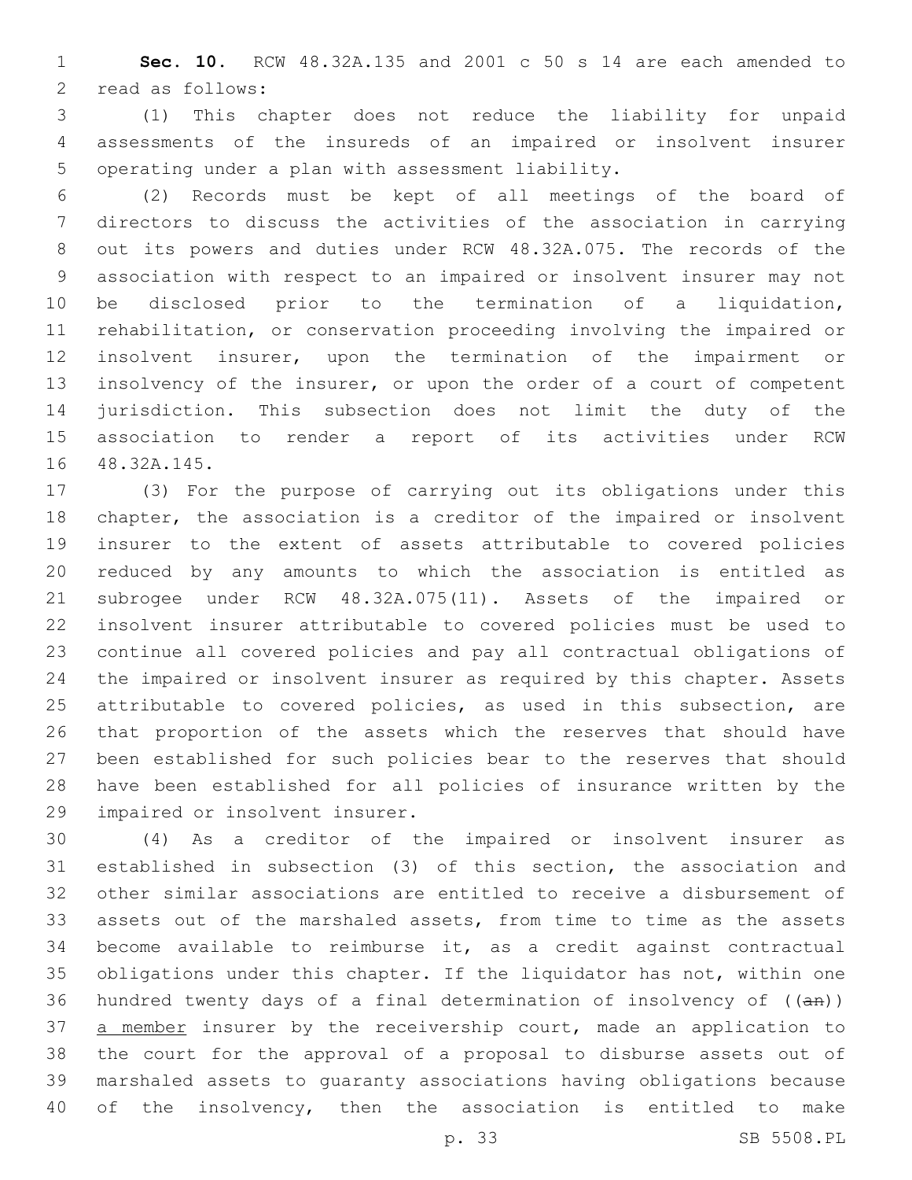**Sec. 10.** RCW 48.32A.135 and 2001 c 50 s 14 are each amended to read as follows:

(1) This chapter does not reduce the liability for unpaid assessments of the insureds of an impaired or insolvent insurer operating under a plan with assessment liability.

(2) Records must be kept of all meetings of the board of directors to discuss the activities of the association in carrying out its powers and duties under RCW 48.32A.075. The records of the association with respect to an impaired or insolvent insurer may not be disclosed prior to the termination of a liquidation, rehabilitation, or conservation proceeding involving the impaired or insolvent insurer, upon the termination of the impairment or insolvency of the insurer, or upon the order of a court of competent jurisdiction. This subsection does not limit the duty of the association to render a report of its activities under RCW 48.32A.145.

(3) For the purpose of carrying out its obligations under this chapter, the association is a creditor of the impaired or insolvent insurer to the extent of assets attributable to covered policies reduced by any amounts to which the association is entitled as subrogee under RCW 48.32A.075(11). Assets of the impaired or insolvent insurer attributable to covered policies must be used to continue all covered policies and pay all contractual obligations of the impaired or insolvent insurer as required by this chapter. Assets attributable to covered policies, as used in this subsection, are that proportion of the assets which the reserves that should have been established for such policies bear to the reserves that should have been established for all policies of insurance written by the impaired or insolvent insurer.

(4) As a creditor of the impaired or insolvent insurer as established in subsection (3) of this section, the association and other similar associations are entitled to receive a disbursement of assets out of the marshaled assets, from time to time as the assets become available to reimburse it, as a credit against contractual obligations under this chapter. If the liquidator has not, within one hundred twenty days of a final determination of insolvency of ((~~an~~)) <u>a member</u> insurer by the receivership court, made an application to the court for the approval of a proposal to disburse assets out of marshaled assets to guaranty associations having obligations because of the insolvency, then the association is entitled to make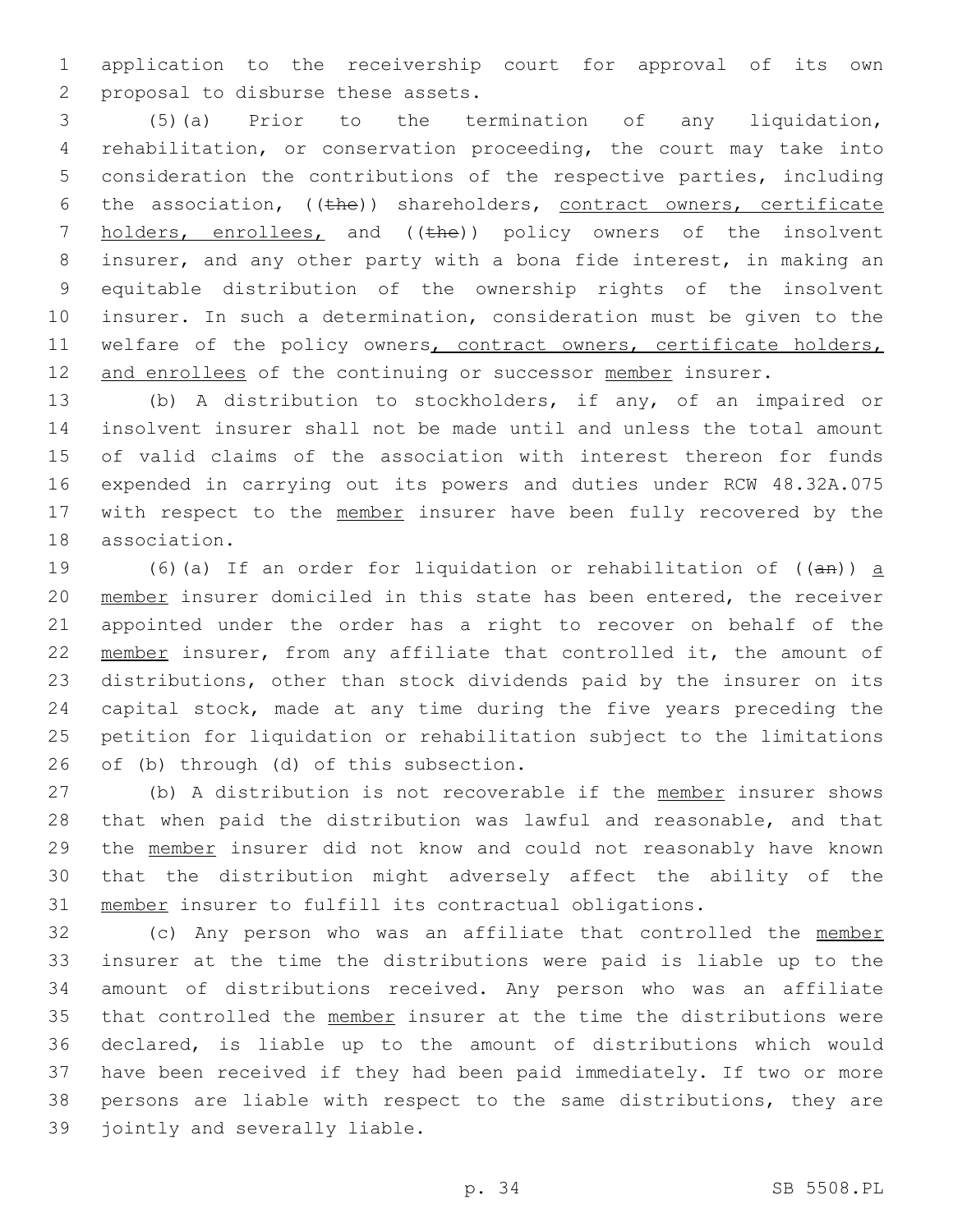application to the receivership court for approval of its own proposal to disburse these assets.

(5)(a) Prior to the termination of any liquidation, rehabilitation, or conservation proceeding, the court may take into consideration the contributions of the respective parties, including the association, ((the)) shareholders, contract owners, certificate holders, enrollees, and ((the)) policy owners of the insolvent insurer, and any other party with a bona fide interest, in making an equitable distribution of the ownership rights of the insolvent insurer. In such a determination, consideration must be given to the welfare of the policy owners, contract owners, certificate holders, and enrollees of the continuing or successor member insurer.

(b) A distribution to stockholders, if any, of an impaired or insolvent insurer shall not be made until and unless the total amount of valid claims of the association with interest thereon for funds expended in carrying out its powers and duties under RCW 48.32A.075 with respect to the member insurer have been fully recovered by the association.

(6)(a) If an order for liquidation or rehabilitation of ((an)) a member insurer domiciled in this state has been entered, the receiver appointed under the order has a right to recover on behalf of the member insurer, from any affiliate that controlled it, the amount of distributions, other than stock dividends paid by the insurer on its capital stock, made at any time during the five years preceding the petition for liquidation or rehabilitation subject to the limitations of (b) through (d) of this subsection.

(b) A distribution is not recoverable if the member insurer shows that when paid the distribution was lawful and reasonable, and that the member insurer did not know and could not reasonably have known that the distribution might adversely affect the ability of the member insurer to fulfill its contractual obligations.

(c) Any person who was an affiliate that controlled the member insurer at the time the distributions were paid is liable up to the amount of distributions received. Any person who was an affiliate that controlled the member insurer at the time the distributions were declared, is liable up to the amount of distributions which would have been received if they had been paid immediately. If two or more persons are liable with respect to the same distributions, they are jointly and severally liable.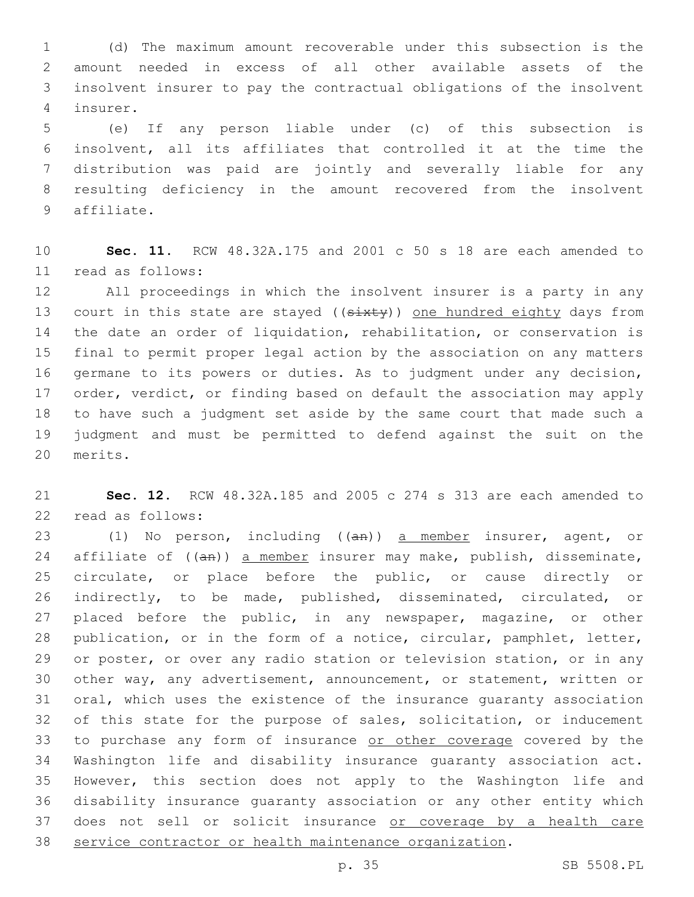(d) The maximum amount recoverable under this subsection is the amount needed in excess of all other available assets of the insolvent insurer to pay the contractual obligations of the insolvent insurer.

(e) If any person liable under (c) of this subsection is insolvent, all its affiliates that controlled it at the time the distribution was paid are jointly and severally liable for any resulting deficiency in the amount recovered from the insolvent affiliate.

**Sec. 11.** RCW 48.32A.175 and 2001 c 50 s 18 are each amended to read as follows:

All proceedings in which the insolvent insurer is a party in any court in this state are stayed ((~~sixty~~)) one hundred eighty days from the date an order of liquidation, rehabilitation, or conservation is final to permit proper legal action by the association on any matters germane to its powers or duties. As to judgment under any decision, order, verdict, or finding based on default the association may apply to have such a judgment set aside by the same court that made such a judgment and must be permitted to defend against the suit on the merits.

**Sec. 12.** RCW 48.32A.185 and 2005 c 274 s 313 are each amended to read as follows:

(1) No person, including ((~~an~~)) a member insurer, agent, or affiliate of ((~~an~~)) a member insurer may make, publish, disseminate, circulate, or place before the public, or cause directly or indirectly, to be made, published, disseminated, circulated, or placed before the public, in any newspaper, magazine, or other publication, or in the form of a notice, circular, pamphlet, letter, or poster, or over any radio station or television station, or in any other way, any advertisement, announcement, or statement, written or oral, which uses the existence of the insurance guaranty association of this state for the purpose of sales, solicitation, or inducement to purchase any form of insurance or other coverage covered by the Washington life and disability insurance guaranty association act. However, this section does not apply to the Washington life and disability insurance guaranty association or any other entity which does not sell or solicit insurance or coverage by a health care service contractor or health maintenance organization.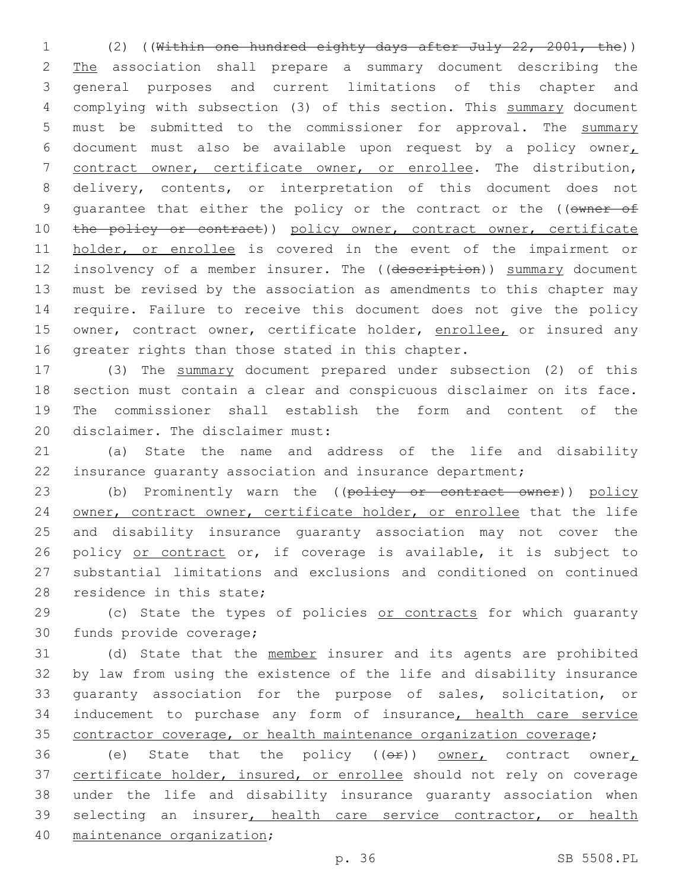(2) ((~~Within one hundred eighty days after July 22, 2001, the~~)) The association shall prepare a summary document describing the general purposes and current limitations of this chapter and complying with subsection (3) of this section. This summary document must be submitted to the commissioner for approval. The summary document must also be available upon request by a policy owner, contract owner, certificate owner, or enrollee. The distribution, delivery, contents, or interpretation of this document does not guarantee that either the policy or the contract or the ((~~owner of the policy or contract~~)) policy owner, contract owner, certificate holder, or enrollee is covered in the event of the impairment or insolvency of a member insurer. The ((~~description~~)) summary document must be revised by the association as amendments to this chapter may require. Failure to receive this document does not give the policy owner, contract owner, certificate holder, enrollee, or insured any greater rights than those stated in this chapter.

(3) The summary document prepared under subsection (2) of this section must contain a clear and conspicuous disclaimer on its face. The commissioner shall establish the form and content of the disclaimer. The disclaimer must:

(a) State the name and address of the life and disability insurance guaranty association and insurance department;

(b) Prominently warn the ((~~policy or contract owner~~)) policy owner, contract owner, certificate holder, or enrollee that the life and disability insurance guaranty association may not cover the policy or contract or, if coverage is available, it is subject to substantial limitations and exclusions and conditioned on continued residence in this state;

(c) State the types of policies or contracts for which guaranty funds provide coverage;

(d) State that the member insurer and its agents are prohibited by law from using the existence of the life and disability insurance guaranty association for the purpose of sales, solicitation, or inducement to purchase any form of insurance, health care service contractor coverage, or health maintenance organization coverage;

(e) State that the policy ((~~or~~)) owner, contract owner, certificate holder, insured, or enrollee should not rely on coverage under the life and disability insurance guaranty association when selecting an insurer, health care service contractor, or health maintenance organization;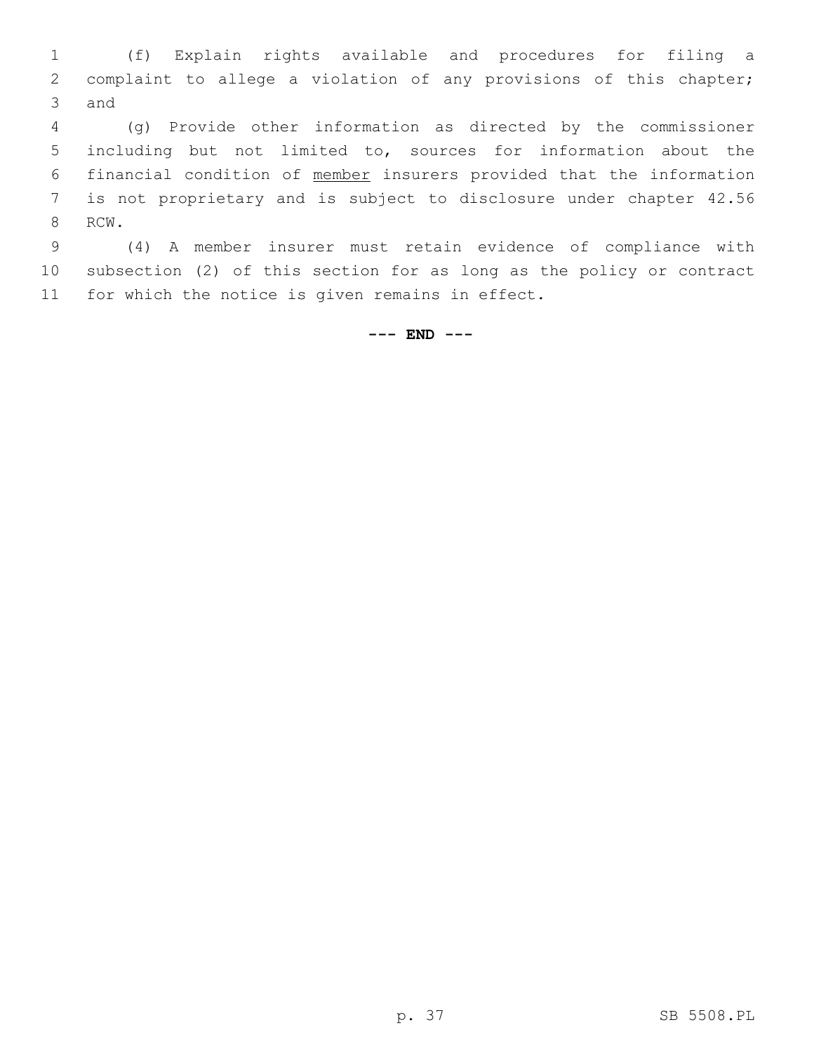(f) Explain rights available and procedures for filing a complaint to allege a violation of any provisions of this chapter; and

(g) Provide other information as directed by the commissioner including but not limited to, sources for information about the financial condition of <u>member</u> insurers provided that the information is not proprietary and is subject to disclosure under chapter 42.56 RCW.

(4) A member insurer must retain evidence of compliance with subsection (2) of this section for as long as the policy or contract for which the notice is given remains in effect.

**--- END ---**